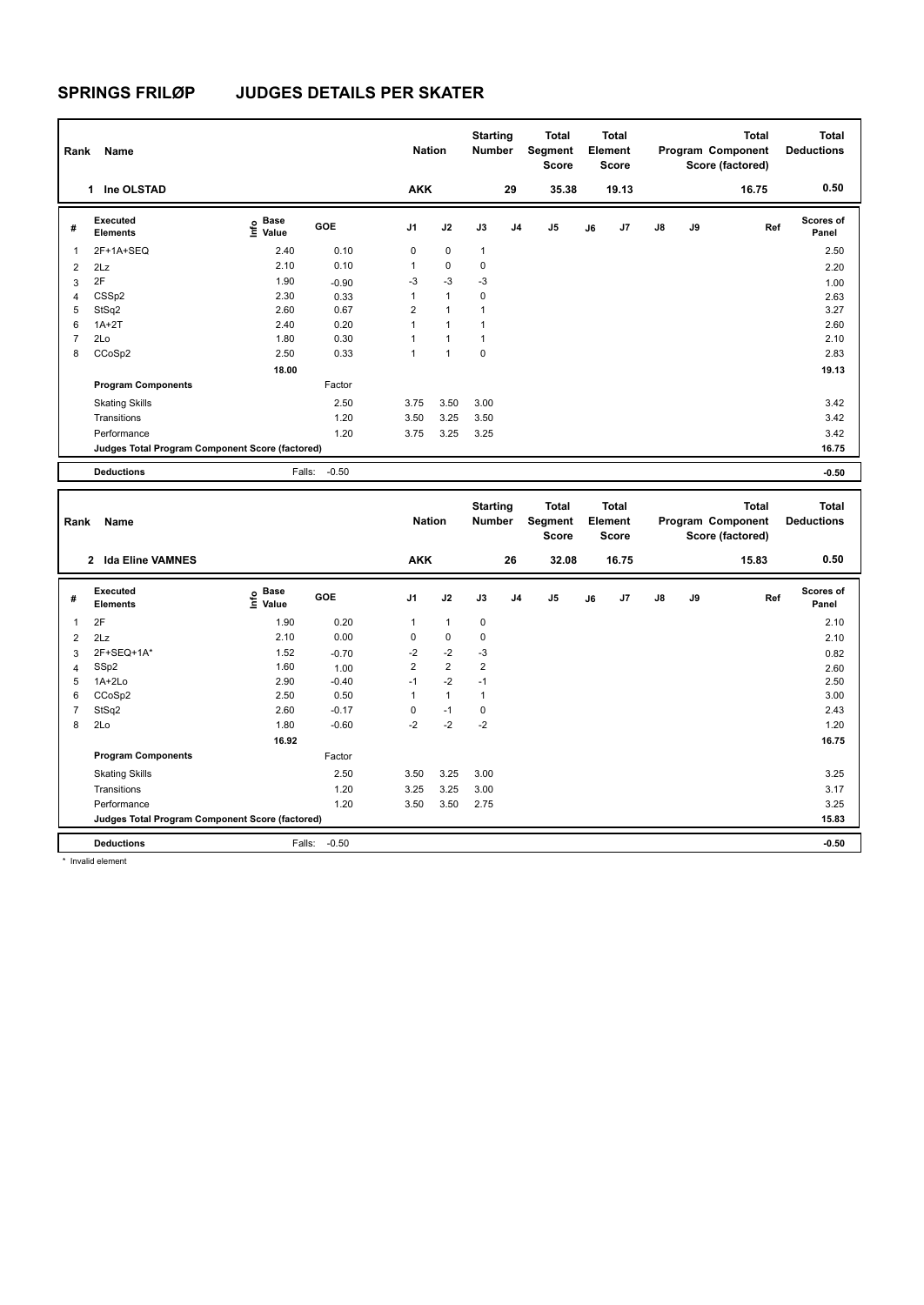# SPRINGS FRILØP JUDGES DETAILS PER SKATER

| Rank | Name | Nation | Starting Number | Total Segment Score | Total Element Score | Total Program Component Score (factored) | Total Deductions |
|---|---|---|---|---|---|---|---|
| 1 | Ine OLSTAD | AKK | 29 | 35.38 | 19.13 | 16.75 | 0.50 |

| # | Executed Elements | Info | Base Value | GOE | J1 | J2 | J3 | J4 | J5 | J6 | J7 | J8 | J9 | Ref | Scores of Panel |
|---|---|---|---|---|---|---|---|---|---|---|---|---|---|---|---|
| 1 | 2F+1A+SEQ | | 2.40 | 0.10 | 0 | 0 | 1 | | | | | | | | 2.50 |
| 2 | 2Lz | | 2.10 | 0.10 | 1 | 0 | 0 | | | | | | | | 2.20 |
| 3 | 2F | | 1.90 | -0.90 | -3 | -3 | -3 | | | | | | | | 1.00 |
| 4 | CSSp2 | | 2.30 | 0.33 | 1 | 1 | 0 | | | | | | | | 2.63 |
| 5 | StSq2 | | 2.60 | 0.67 | 2 | 1 | 1 | | | | | | | | 3.27 |
| 6 | 1A+2T | | 2.40 | 0.20 | 1 | 1 | 1 | | | | | | | | 2.60 |
| 7 | 2Lo | | 1.80 | 0.30 | 1 | 1 | 1 | | | | | | | | 2.10 |
| 8 | CCoSp2 | | 2.50 | 0.33 | 1 | 1 | 0 | | | | | | | | 2.83 |
| | | | 18.00 | | | | | | | | | | | | 19.13 |
| | **Program Components** | | | Factor | | | | | | | | | | | |
| | Skating Skills | | | 2.50 | 3.75 | 3.50 | 3.00 | | | | | | | | 3.42 |
| | Transitions | | | 1.20 | 3.50 | 3.25 | 3.50 | | | | | | | | 3.42 |
| | Performance | | | 1.20 | 3.75 | 3.25 | 3.25 | | | | | | | | 3.42 |
| | **Judges Total Program Component Score (factored)** | | | | | | | | | | | | | | 16.75 |
| | **Deductions** | | Falls: | -0.50 | | | | | | | | | | | -0.50 |

| Rank | Name | Nation | Starting Number | Total Segment Score | Total Element Score | Total Program Component Score (factored) | Total Deductions |
|---|---|---|---|---|---|---|---|
| 2 | Ida Eline VAMNES | AKK | 26 | 32.08 | 16.75 | 15.83 | 0.50 |

| # | Executed Elements | Info | Base Value | GOE | J1 | J2 | J3 | J4 | J5 | J6 | J7 | J8 | J9 | Ref | Scores of Panel |
|---|---|---|---|---|---|---|---|---|---|---|---|---|---|---|---|
| 1 | 2F | | 1.90 | 0.20 | 1 | 1 | 0 | | | | | | | | 2.10 |
| 2 | 2Lz | | 2.10 | 0.00 | 0 | 0 | 0 | | | | | | | | 2.10 |
| 3 | 2F+SEQ+1A* | | 1.52 | -0.70 | -2 | -2 | -3 | | | | | | | | 0.82 |
| 4 | SSp2 | | 1.60 | 1.00 | 2 | 2 | 2 | | | | | | | | 2.60 |
| 5 | 1A+2Lo | | 2.90 | -0.40 | -1 | -2 | -1 | | | | | | | | 2.50 |
| 6 | CCoSp2 | | 2.50 | 0.50 | 1 | 1 | 1 | | | | | | | | 3.00 |
| 7 | StSq2 | | 2.60 | -0.17 | 0 | -1 | 0 | | | | | | | | 2.43 |
| 8 | 2Lo | | 1.80 | -0.60 | -2 | -2 | -2 | | | | | | | | 1.20 |
| | | | 16.92 | | | | | | | | | | | | 16.75 |
| | **Program Components** | | | Factor | | | | | | | | | | | |
| | Skating Skills | | | 2.50 | 3.50 | 3.25 | 3.00 | | | | | | | | 3.25 |
| | Transitions | | | 1.20 | 3.25 | 3.25 | 3.00 | | | | | | | | 3.17 |
| | Performance | | | 1.20 | 3.50 | 3.50 | 2.75 | | | | | | | | 3.25 |
| | **Judges Total Program Component Score (factored)** | | | | | | | | | | | | | | 15.83 |
| | **Deductions** | | Falls: | -0.50 | | | | | | | | | | | -0.50 |

\* Invalid element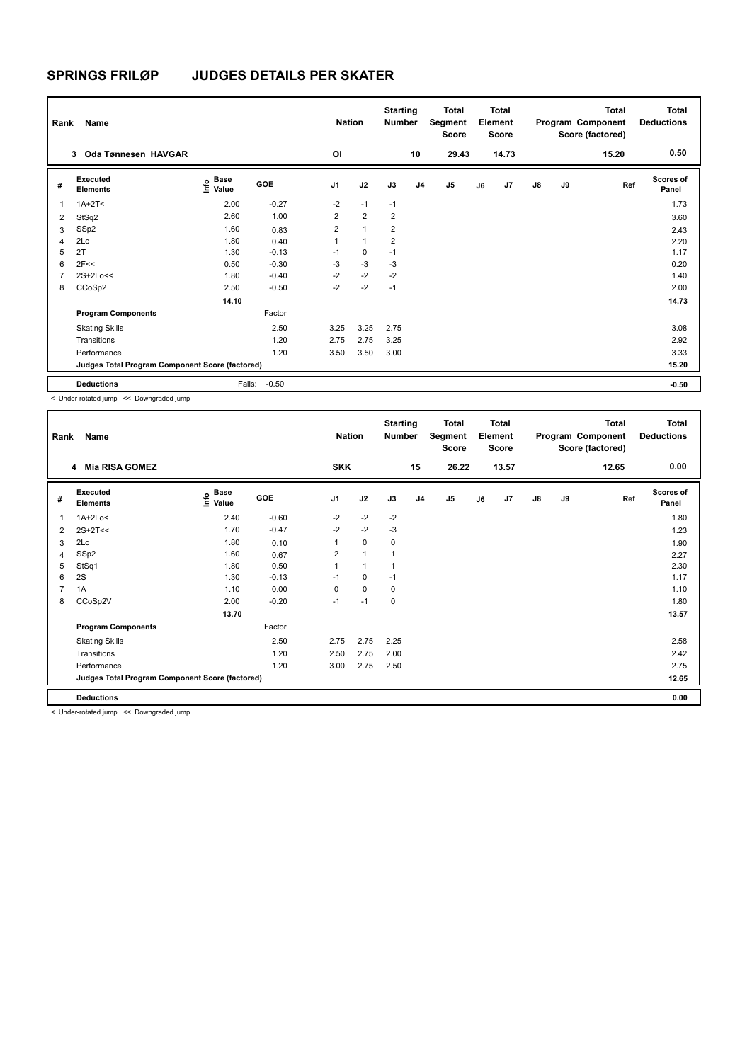## SPRINGS FRILØP JUDGES DETAILS PER SKATER

| Rank | Name | Nation | Starting Number | Total Segment Score | Total Element Score | Total Program Component Score (factored) | Total Deductions |
|---|---|---|---|---|---|---|---|
| 3 | Oda Tønnesen HAVGAR | OI | 10 | 29.43 | 14.73 | 15.20 | 0.50 |

| # | Executed Elements | Info | Base Value | GOE | J1 | J2 | J3 | J4 | J5 | J6 | J7 | J8 | J9 | Ref | Scores of Panel |
|---|---|---|---|---|---|---|---|---|---|---|---|---|---|---|---|
| 1 | 1A+2T< | | 2.00 | -0.27 | -2 | -1 | -1 | | | | | | | | 1.73 |
| 2 | StSq2 | | 2.60 | 1.00 | 2 | 2 | 2 | | | | | | | | 3.60 |
| 3 | SSp2 | | 1.60 | 0.83 | 2 | 1 | 2 | | | | | | | | 2.43 |
| 4 | 2Lo | | 1.80 | 0.40 | 1 | 1 | 2 | | | | | | | | 2.20 |
| 5 | 2T | | 1.30 | -0.13 | -1 | 0 | -1 | | | | | | | | 1.17 |
| 6 | 2F<< | | 0.50 | -0.30 | -3 | -3 | -3 | | | | | | | | 0.20 |
| 7 | 2S+2Lo<< | | 1.80 | -0.40 | -2 | -2 | -2 | | | | | | | | 1.40 |
| 8 | CCoSp2 | | 2.50 | -0.50 | -2 | -2 | -1 | | | | | | | | 2.00 |
| | | | 14.10 | | | | | | | | | | | | 14.73 |
| | **Program Components** | | | Factor | | | | | | | | | | | |
| | Skating Skills | | | 2.50 | 3.25 | 3.25 | 2.75 | | | | | | | | 3.08 |
| | Transitions | | | 1.20 | 2.75 | 2.75 | 3.25 | | | | | | | | 2.92 |
| | Performance | | | 1.20 | 3.50 | 3.50 | 3.00 | | | | | | | | 3.33 |
| | **Judges Total Program Component Score (factored)** | | | | | | | | | | | | | | 15.20 |
| | **Deductions** | | Falls: | -0.50 | | | | | | | | | | | -0.50 |

< Under-rotated jump << Downgraded jump

| Rank | Name | Nation | Starting Number | Total Segment Score | Total Element Score | Total Program Component Score (factored) | Total Deductions |
|---|---|---|---|---|---|---|---|
| 4 | Mia RISA GOMEZ | SKK | 15 | 26.22 | 13.57 | 12.65 | 0.00 |

| # | Executed Elements | Info | Base Value | GOE | J1 | J2 | J3 | J4 | J5 | J6 | J7 | J8 | J9 | Ref | Scores of Panel |
|---|---|---|---|---|---|---|---|---|---|---|---|---|---|---|---|
| 1 | 1A+2Lo< | | 2.40 | -0.60 | -2 | -2 | -2 | | | | | | | | 1.80 |
| 2 | 2S+2T<< | | 1.70 | -0.47 | -2 | -2 | -3 | | | | | | | | 1.23 |
| 3 | 2Lo | | 1.80 | 0.10 | 1 | 0 | 0 | | | | | | | | 1.90 |
| 4 | SSp2 | | 1.60 | 0.67 | 2 | 1 | 1 | | | | | | | | 2.27 |
| 5 | StSq1 | | 1.80 | 0.50 | 1 | 1 | 1 | | | | | | | | 2.30 |
| 6 | 2S | | 1.30 | -0.13 | -1 | 0 | -1 | | | | | | | | 1.17 |
| 7 | 1A | | 1.10 | 0.00 | 0 | 0 | 0 | | | | | | | | 1.10 |
| 8 | CCoSp2V | | 2.00 | -0.20 | -1 | -1 | 0 | | | | | | | | 1.80 |
| | | | 13.70 | | | | | | | | | | | | 13.57 |
| | **Program Components** | | | Factor | | | | | | | | | | | |
| | Skating Skills | | | 2.50 | 2.75 | 2.75 | 2.25 | | | | | | | | 2.58 |
| | Transitions | | | 1.20 | 2.50 | 2.75 | 2.00 | | | | | | | | 2.42 |
| | Performance | | | 1.20 | 3.00 | 2.75 | 2.50 | | | | | | | | 2.75 |
| | **Judges Total Program Component Score (factored)** | | | | | | | | | | | | | | 12.65 |
| | **Deductions** | | | | | | | | | | | | | | 0.00 |

< Under-rotated jump << Downgraded jump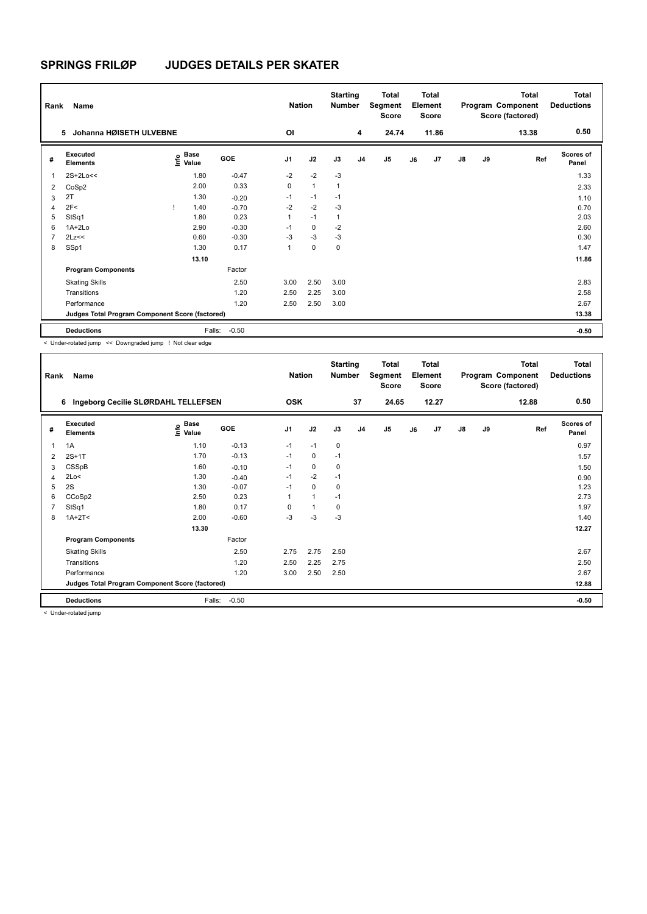# SPRINGS FRILØP JUDGES DETAILS PER SKATER

| Rank | Name | Nation | Starting Number | Total Segment Score | Total Element Score | Total Program Component Score (factored) | Total Deductions |
|---|---|---|---|---|---|---|---|
| 5 | Johanna HØISETH ULVEBNE | OI | 4 | 24.74 | 11.86 | 13.38 | 0.50 |

| # | Executed Elements | Info | Base Value | GOE | J1 | J2 | J3 | J4 | J5 | J6 | J7 | J8 | J9 | Ref | Scores of Panel |
|---|---|---|---|---|---|---|---|---|---|---|---|---|---|---|---|
| 1 | 2S+2Lo<< | | 1.80 | -0.47 | -2 | -2 | -3 | | | | | | | | 1.33 |
| 2 | CoSp2 | | 2.00 | 0.33 | 0 | 1 | 1 | | | | | | | | 2.33 |
| 3 | 2T | | 1.30 | -0.20 | -1 | -1 | -1 | | | | | | | | 1.10 |
| 4 | 2F< | ! | 1.40 | -0.70 | -2 | -2 | -3 | | | | | | | | 0.70 |
| 5 | StSq1 | | 1.80 | 0.23 | 1 | -1 | 1 | | | | | | | | 2.03 |
| 6 | 1A+2Lo | | 2.90 | -0.30 | -1 | 0 | -2 | | | | | | | | 2.60 |
| 7 | 2Lz<< | | 0.60 | -0.30 | -3 | -3 | -3 | | | | | | | | 0.30 |
| 8 | SSp1 | | 1.30 | 0.17 | 1 | 0 | 0 | | | | | | | | 1.47 |
| | | | 13.10 | | | | | | | | | | | | 11.86 |
| | **Program Components** | | | Factor | | | | | | | | | | | |
| | Skating Skills | | | 2.50 | 3.00 | 2.50 | 3.00 | | | | | | | | 2.83 |
| | Transitions | | | 1.20 | 2.50 | 2.25 | 3.00 | | | | | | | | 2.58 |
| | Performance | | | 1.20 | 2.50 | 2.50 | 3.00 | | | | | | | | 2.67 |
| | **Judges Total Program Component Score (factored)** | | | | | | | | | | | | | | 13.38 |
| | **Deductions** | | Falls: | -0.50 | | | | | | | | | | | -0.50 |

< Under-rotated jump << Downgraded jump ! Not clear edge

| Rank | Name | Nation | Starting Number | Total Segment Score | Total Element Score | Total Program Component Score (factored) | Total Deductions |
|---|---|---|---|---|---|---|---|
| 6 | Ingeborg Cecilie SLØRDAHL TELLEFSEN | OSK | 37 | 24.65 | 12.27 | 12.88 | 0.50 |

| # | Executed Elements | Info | Base Value | GOE | J1 | J2 | J3 | J4 | J5 | J6 | J7 | J8 | J9 | Ref | Scores of Panel |
|---|---|---|---|---|---|---|---|---|---|---|---|---|---|---|---|
| 1 | 1A | | 1.10 | -0.13 | -1 | -1 | 0 | | | | | | | | 0.97 |
| 2 | 2S+1T | | 1.70 | -0.13 | -1 | 0 | -1 | | | | | | | | 1.57 |
| 3 | CSSpB | | 1.60 | -0.10 | -1 | 0 | 0 | | | | | | | | 1.50 |
| 4 | 2Lo< | | 1.30 | -0.40 | -1 | -2 | -1 | | | | | | | | 0.90 |
| 5 | 2S | | 1.30 | -0.07 | -1 | 0 | 0 | | | | | | | | 1.23 |
| 6 | CCoSp2 | | 2.50 | 0.23 | 1 | 1 | -1 | | | | | | | | 2.73 |
| 7 | StSq1 | | 1.80 | 0.17 | 0 | 1 | 0 | | | | | | | | 1.97 |
| 8 | 1A+2T< | | 2.00 | -0.60 | -3 | -3 | -3 | | | | | | | | 1.40 |
| | | | 13.30 | | | | | | | | | | | | 12.27 |
| | **Program Components** | | | Factor | | | | | | | | | | | |
| | Skating Skills | | | 2.50 | 2.75 | 2.75 | 2.50 | | | | | | | | 2.67 |
| | Transitions | | | 1.20 | 2.50 | 2.25 | 2.75 | | | | | | | | 2.50 |
| | Performance | | | 1.20 | 3.00 | 2.50 | 2.50 | | | | | | | | 2.67 |
| | **Judges Total Program Component Score (factored)** | | | | | | | | | | | | | | 12.88 |
| | **Deductions** | | Falls: | -0.50 | | | | | | | | | | | -0.50 |

< Under-rotated jump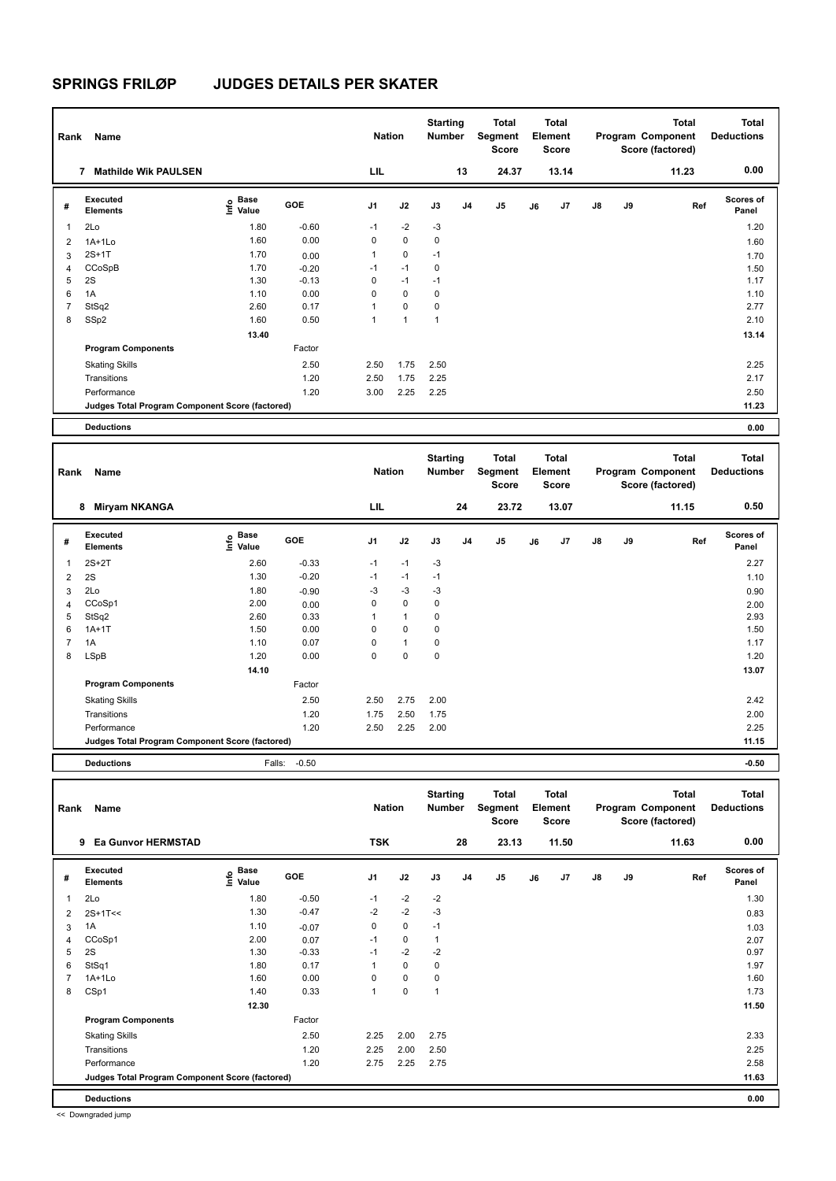# SPRINGS FRILØP JUDGES DETAILS PER SKATER

| Rank | Name | Nation | Starting Number | Total Segment Score | Total Element Score | Total Program Component Score (factored) | Total Deductions |
|---|---|---|---|---|---|---|---|
| 7 | Mathilde Wik PAULSEN | LIL | 13 | 24.37 | 13.14 | 11.23 | 0.00 |

| # | Executed Elements | Info | Base Value | GOE | J1 | J2 | J3 | J4 | J5 | J6 | J7 | J8 | J9 | Ref | Scores of Panel |
|---|---|---|---|---|---|---|---|---|---|---|---|---|---|---|---|
| 1 | 2Lo | | 1.80 | -0.60 | -1 | -2 | -3 | | | | | | | | 1.20 |
| 2 | 1A+1Lo | | 1.60 | 0.00 | 0 | 0 | 0 | | | | | | | | 1.60 |
| 3 | 2S+1T | | 1.70 | 0.00 | 1 | 0 | -1 | | | | | | | | 1.70 |
| 4 | CCoSpB | | 1.70 | -0.20 | -1 | -1 | 0 | | | | | | | | 1.50 |
| 5 | 2S | | 1.30 | -0.13 | 0 | -1 | -1 | | | | | | | | 1.17 |
| 6 | 1A | | 1.10 | 0.00 | 0 | 0 | 0 | | | | | | | | 1.10 |
| 7 | StSq2 | | 2.60 | 0.17 | 1 | 0 | 0 | | | | | | | | 2.77 |
| 8 | SSp2 | | 1.60 | 0.50 | 1 | 1 | 1 | | | | | | | | 2.10 |
| | | | 13.40 | | | | | | | | | | | | 13.14 |
| | **Program Components** | | | Factor | | | | | | | | | | | |
| | Skating Skills | | | 2.50 | 2.50 | 1.75 | 2.50 | | | | | | | | 2.25 |
| | Transitions | | | 1.20 | 2.50 | 1.75 | 2.25 | | | | | | | | 2.17 |
| | Performance | | | 1.20 | 3.00 | 2.25 | 2.25 | | | | | | | | 2.50 |
| | **Judges Total Program Component Score (factored)** | | | | | | | | | | | | | | 11.23 |
| | **Deductions** | | | | | | | | | | | | | | 0.00 |

| Rank | Name | Nation | Starting Number | Total Segment Score | Total Element Score | Total Program Component Score (factored) | Total Deductions |
|---|---|---|---|---|---|---|---|
| 8 | Miryam NKANGA | LIL | 24 | 23.72 | 13.07 | 11.15 | 0.50 |

| # | Executed Elements | Info | Base Value | GOE | J1 | J2 | J3 | J4 | J5 | J6 | J7 | J8 | J9 | Ref | Scores of Panel |
|---|---|---|---|---|---|---|---|---|---|---|---|---|---|---|---|
| 1 | 2S+2T | | 2.60 | -0.33 | -1 | -1 | -3 | | | | | | | | 2.27 |
| 2 | 2S | | 1.30 | -0.20 | -1 | -1 | -1 | | | | | | | | 1.10 |
| 3 | 2Lo | | 1.80 | -0.90 | -3 | -3 | -3 | | | | | | | | 0.90 |
| 4 | CCoSp1 | | 2.00 | 0.00 | 0 | 0 | 0 | | | | | | | | 2.00 |
| 5 | StSq2 | | 2.60 | 0.33 | 1 | 1 | 0 | | | | | | | | 2.93 |
| 6 | 1A+1T | | 1.50 | 0.00 | 0 | 0 | 0 | | | | | | | | 1.50 |
| 7 | 1A | | 1.10 | 0.07 | 0 | 1 | 0 | | | | | | | | 1.17 |
| 8 | LSpB | | 1.20 | 0.00 | 0 | 0 | 0 | | | | | | | | 1.20 |
| | | | 14.10 | | | | | | | | | | | | 13.07 |
| | **Program Components** | | | Factor | | | | | | | | | | | |
| | Skating Skills | | | 2.50 | 2.50 | 2.75 | 2.00 | | | | | | | | 2.42 |
| | Transitions | | | 1.20 | 1.75 | 2.50 | 1.75 | | | | | | | | 2.00 |
| | Performance | | | 1.20 | 2.50 | 2.25 | 2.00 | | | | | | | | 2.25 |
| | **Judges Total Program Component Score (factored)** | | | | | | | | | | | | | | 11.15 |
| | **Deductions** | | Falls: | -0.50 | | | | | | | | | | | -0.50 |

| Rank | Name | Nation | Starting Number | Total Segment Score | Total Element Score | Total Program Component Score (factored) | Total Deductions |
|---|---|---|---|---|---|---|---|
| 9 | Ea Gunvor HERMSTAD | TSK | 28 | 23.13 | 11.50 | 11.63 | 0.00 |

| # | Executed Elements | Info | Base Value | GOE | J1 | J2 | J3 | J4 | J5 | J6 | J7 | J8 | J9 | Ref | Scores of Panel |
|---|---|---|---|---|---|---|---|---|---|---|---|---|---|---|---|
| 1 | 2Lo | | 1.80 | -0.50 | -1 | -2 | -2 | | | | | | | | 1.30 |
| 2 | 2S+1T<< | | 1.30 | -0.47 | -2 | -2 | -3 | | | | | | | | 0.83 |
| 3 | 1A | | 1.10 | -0.07 | 0 | 0 | -1 | | | | | | | | 1.03 |
| 4 | CCoSp1 | | 2.00 | 0.07 | -1 | 0 | 1 | | | | | | | | 2.07 |
| 5 | 2S | | 1.30 | -0.33 | -1 | -2 | -2 | | | | | | | | 0.97 |
| 6 | StSq1 | | 1.80 | 0.17 | 1 | 0 | 0 | | | | | | | | 1.97 |
| 7 | 1A+1Lo | | 1.60 | 0.00 | 0 | 0 | 0 | | | | | | | | 1.60 |
| 8 | CSp1 | | 1.40 | 0.33 | 1 | 0 | 1 | | | | | | | | 1.73 |
| | | | 12.30 | | | | | | | | | | | | 11.50 |
| | **Program Components** | | | Factor | | | | | | | | | | | |
| | Skating Skills | | | 2.50 | 2.25 | 2.00 | 2.75 | | | | | | | | 2.33 |
| | Transitions | | | 1.20 | 2.25 | 2.00 | 2.50 | | | | | | | | 2.25 |
| | Performance | | | 1.20 | 2.75 | 2.25 | 2.75 | | | | | | | | 2.58 |
| | **Judges Total Program Component Score (factored)** | | | | | | | | | | | | | | 11.63 |
| | **Deductions** | | | | | | | | | | | | | | 0.00 |

<< Downgraded jump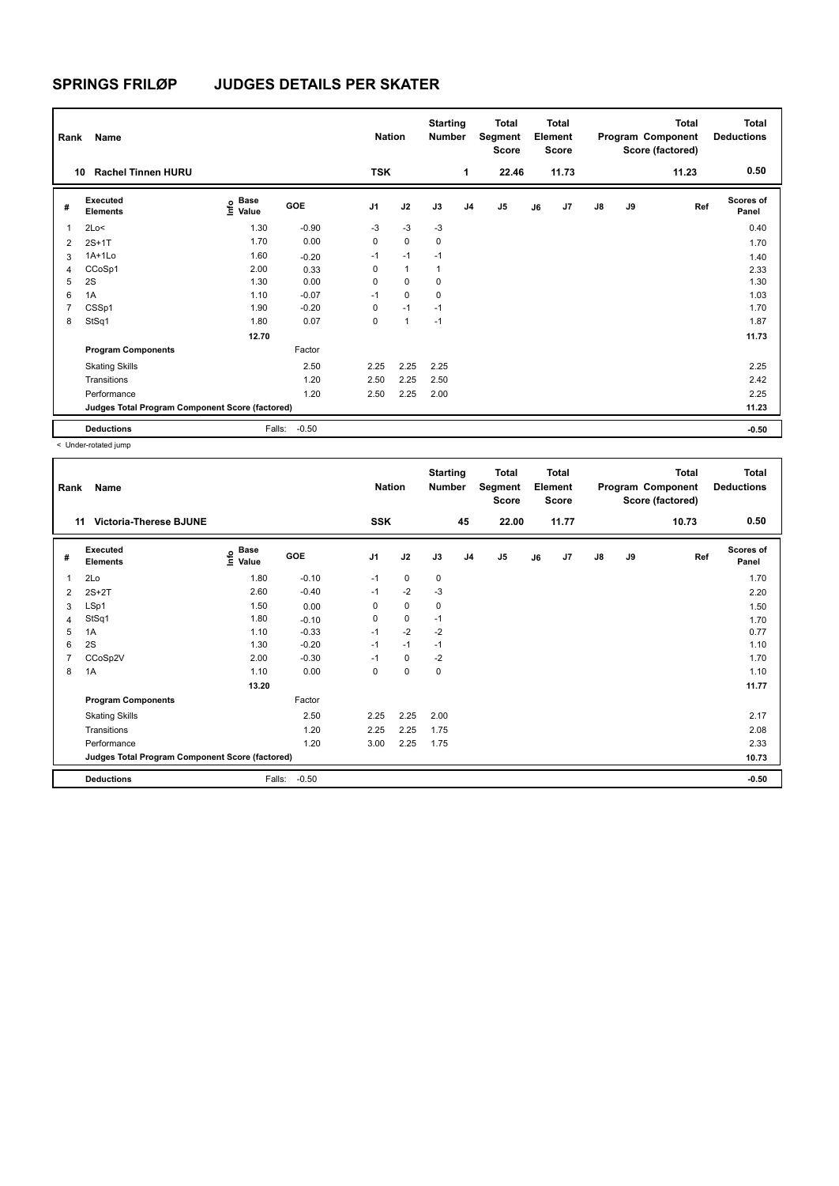# SPRINGS FRILØP JUDGES DETAILS PER SKATER

| Rank | Name | Nation | Starting Number | Total Segment Score | Total Element Score | Total Program Component Score (factored) | Total Deductions |
|---|---|---|---|---|---|---|---|
| 10 | Rachel Tinnen HURU | TSK | 1 | 22.46 | 11.73 | 11.23 | 0.50 |

| # | Executed Elements | Info | Base Value | GOE | J1 | J2 | J3 | J4 | J5 | J6 | J7 | J8 | J9 | Ref | Scores of Panel |
|---|---|---|---|---|---|---|---|---|---|---|---|---|---|---|---|
| 1 | 2Lo< | | 1.30 | -0.90 | -3 | -3 | -3 | | | | | | | | 0.40 |
| 2 | 2S+1T | | 1.70 | 0.00 | 0 | 0 | 0 | | | | | | | | 1.70 |
| 3 | 1A+1Lo | | 1.60 | -0.20 | -1 | -1 | -1 | | | | | | | | 1.40 |
| 4 | CCoSp1 | | 2.00 | 0.33 | 0 | 1 | 1 | | | | | | | | 2.33 |
| 5 | 2S | | 1.30 | 0.00 | 0 | 0 | 0 | | | | | | | | 1.30 |
| 6 | 1A | | 1.10 | -0.07 | -1 | 0 | 0 | | | | | | | | 1.03 |
| 7 | CSSp1 | | 1.90 | -0.20 | 0 | -1 | -1 | | | | | | | | 1.70 |
| 8 | StSq1 | | 1.80 | 0.07 | 0 | 1 | -1 | | | | | | | | 1.87 |
| | | | 12.70 | | | | | | | | | | | | 11.73 |
| | Program Components | | | Factor | | | | | | | | | | | |
| | Skating Skills | | | 2.50 | 2.25 | 2.25 | 2.25 | | | | | | | | 2.25 |
| | Transitions | | | 1.20 | 2.50 | 2.25 | 2.50 | | | | | | | | 2.42 |
| | Performance | | | 1.20 | 2.50 | 2.25 | 2.00 | | | | | | | | 2.25 |
| | Judges Total Program Component Score (factored) | | | | | | | | | | | | | | 11.23 |
| | Deductions | | Falls: | -0.50 | | | | | | | | | | | -0.50 |

< Under-rotated jump

| Rank | Name | Nation | Starting Number | Total Segment Score | Total Element Score | Total Program Component Score (factored) | Total Deductions |
|---|---|---|---|---|---|---|---|
| 11 | Victoria-Therese BJUNE | SSK | 45 | 22.00 | 11.77 | 10.73 | 0.50 |

| # | Executed Elements | Info | Base Value | GOE | J1 | J2 | J3 | J4 | J5 | J6 | J7 | J8 | J9 | Ref | Scores of Panel |
|---|---|---|---|---|---|---|---|---|---|---|---|---|---|---|---|
| 1 | 2Lo | | 1.80 | -0.10 | -1 | 0 | 0 | | | | | | | | 1.70 |
| 2 | 2S+2T | | 2.60 | -0.40 | -1 | -2 | -3 | | | | | | | | 2.20 |
| 3 | LSp1 | | 1.50 | 0.00 | 0 | 0 | 0 | | | | | | | | 1.50 |
| 4 | StSq1 | | 1.80 | -0.10 | 0 | 0 | -1 | | | | | | | | 1.70 |
| 5 | 1A | | 1.10 | -0.33 | -1 | -2 | -2 | | | | | | | | 0.77 |
| 6 | 2S | | 1.30 | -0.20 | -1 | -1 | -1 | | | | | | | | 1.10 |
| 7 | CCoSp2V | | 2.00 | -0.30 | -1 | 0 | -2 | | | | | | | | 1.70 |
| 8 | 1A | | 1.10 | 0.00 | 0 | 0 | 0 | | | | | | | | 1.10 |
| | | | 13.20 | | | | | | | | | | | | 11.77 |
| | Program Components | | | Factor | | | | | | | | | | | |
| | Skating Skills | | | 2.50 | 2.25 | 2.25 | 2.00 | | | | | | | | 2.17 |
| | Transitions | | | 1.20 | 2.25 | 2.25 | 1.75 | | | | | | | | 2.08 |
| | Performance | | | 1.20 | 3.00 | 2.25 | 1.75 | | | | | | | | 2.33 |
| | Judges Total Program Component Score (factored) | | | | | | | | | | | | | | 10.73 |
| | Deductions | | Falls: | -0.50 | | | | | | | | | | | -0.50 |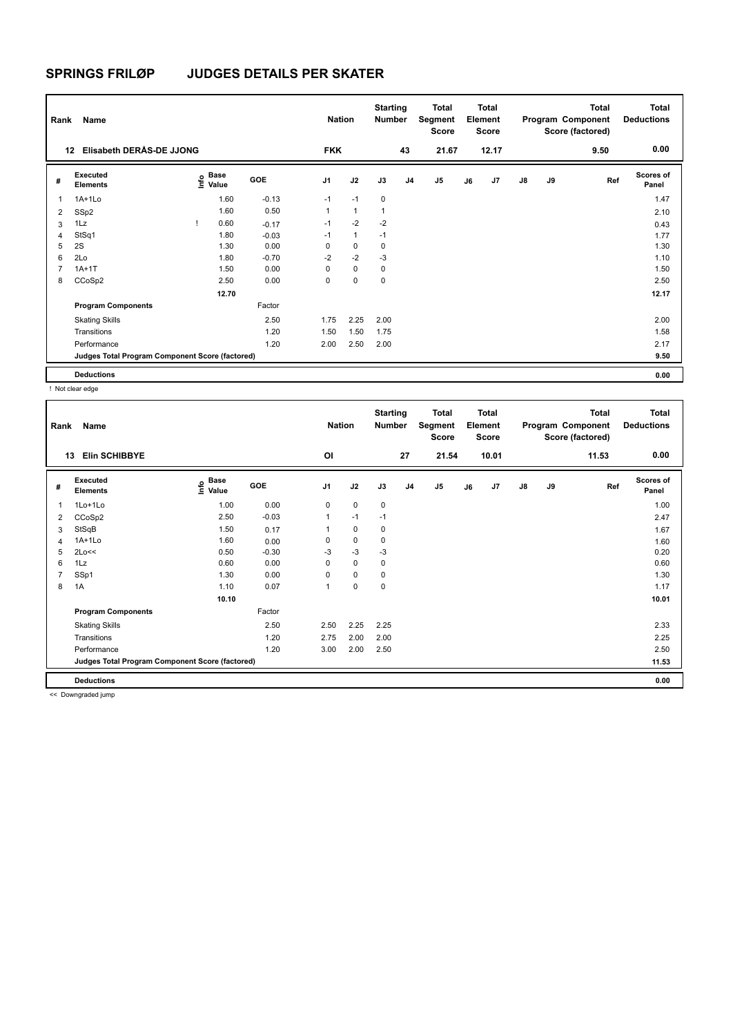# SPRINGS FRILØP JUDGES DETAILS PER SKATER

| Rank | Name | Nation | Starting Number | Total Segment Score | Total Element Score | Total Program Component Score (factored) | Total Deductions |
|---|---|---|---|---|---|---|---|
| 12 | Elisabeth DERÅS-DE JJONG | FKK | 43 | 21.67 | 12.17 | 9.50 | 0.00 |

| # | Executed Elements | Info | Base Value | GOE | J1 | J2 | J3 | J4 | J5 | J6 | J7 | J8 | J9 | Ref | Scores of Panel |
|---|---|---|---|---|---|---|---|---|---|---|---|---|---|---|---|
| 1 | 1A+1Lo | | 1.60 | -0.13 | -1 | -1 | 0 | | | | | | | | 1.47 |
| 2 | SSp2 | | 1.60 | 0.50 | 1 | 1 | 1 | | | | | | | | 2.10 |
| 3 | 1Lz | ! | 0.60 | -0.17 | -1 | -2 | -2 | | | | | | | | 0.43 |
| 4 | StSq1 | | 1.80 | -0.03 | -1 | 1 | -1 | | | | | | | | 1.77 |
| 5 | 2S | | 1.30 | 0.00 | 0 | 0 | 0 | | | | | | | | 1.30 |
| 6 | 2Lo | | 1.80 | -0.70 | -2 | -2 | -3 | | | | | | | | 1.10 |
| 7 | 1A+1T | | 1.50 | 0.00 | 0 | 0 | 0 | | | | | | | | 1.50 |
| 8 | CCoSp2 | | 2.50 | 0.00 | 0 | 0 | 0 | | | | | | | | 2.50 |
| | | | 12.70 | | | | | | | | | | | | 12.17 |
| | **Program Components** | | | Factor | | | | | | | | | | | |
| | Skating Skills | | | 2.50 | 1.75 | 2.25 | 2.00 | | | | | | | | 2.00 |
| | Transitions | | | 1.20 | 1.50 | 1.50 | 1.75 | | | | | | | | 1.58 |
| | Performance | | | 1.20 | 2.00 | 2.50 | 2.00 | | | | | | | | 2.17 |
| | **Judges Total Program Component Score (factored)** | | | | | | | | | | | | | | 9.50 |
| | **Deductions** | | | | | | | | | | | | | | 0.00 |

! Not clear edge

| Rank | Name | Nation | Starting Number | Total Segment Score | Total Element Score | Total Program Component Score (factored) | Total Deductions |
|---|---|---|---|---|---|---|---|
| 13 | Elin SCHIBBYE | OI | 27 | 21.54 | 10.01 | 11.53 | 0.00 |

| # | Executed Elements | Info | Base Value | GOE | J1 | J2 | J3 | J4 | J5 | J6 | J7 | J8 | J9 | Ref | Scores of Panel |
|---|---|---|---|---|---|---|---|---|---|---|---|---|---|---|---|
| 1 | 1Lo+1Lo | | 1.00 | 0.00 | 0 | 0 | 0 | | | | | | | | 1.00 |
| 2 | CCoSp2 | | 2.50 | -0.03 | 1 | -1 | -1 | | | | | | | | 2.47 |
| 3 | StSqB | | 1.50 | 0.17 | 1 | 0 | 0 | | | | | | | | 1.67 |
| 4 | 1A+1Lo | | 1.60 | 0.00 | 0 | 0 | 0 | | | | | | | | 1.60 |
| 5 | 2Lo<< | | 0.50 | -0.30 | -3 | -3 | -3 | | | | | | | | 0.20 |
| 6 | 1Lz | | 0.60 | 0.00 | 0 | 0 | 0 | | | | | | | | 0.60 |
| 7 | SSp1 | | 1.30 | 0.00 | 0 | 0 | 0 | | | | | | | | 1.30 |
| 8 | 1A | | 1.10 | 0.07 | 1 | 0 | 0 | | | | | | | | 1.17 |
| | | | 10.10 | | | | | | | | | | | | 10.01 |
| | **Program Components** | | | Factor | | | | | | | | | | | |
| | Skating Skills | | | 2.50 | 2.50 | 2.25 | 2.25 | | | | | | | | 2.33 |
| | Transitions | | | 1.20 | 2.75 | 2.00 | 2.00 | | | | | | | | 2.25 |
| | Performance | | | 1.20 | 3.00 | 2.00 | 2.50 | | | | | | | | 2.50 |
| | **Judges Total Program Component Score (factored)** | | | | | | | | | | | | | | 11.53 |
| | **Deductions** | | | | | | | | | | | | | | 0.00 |

<< Downgraded jump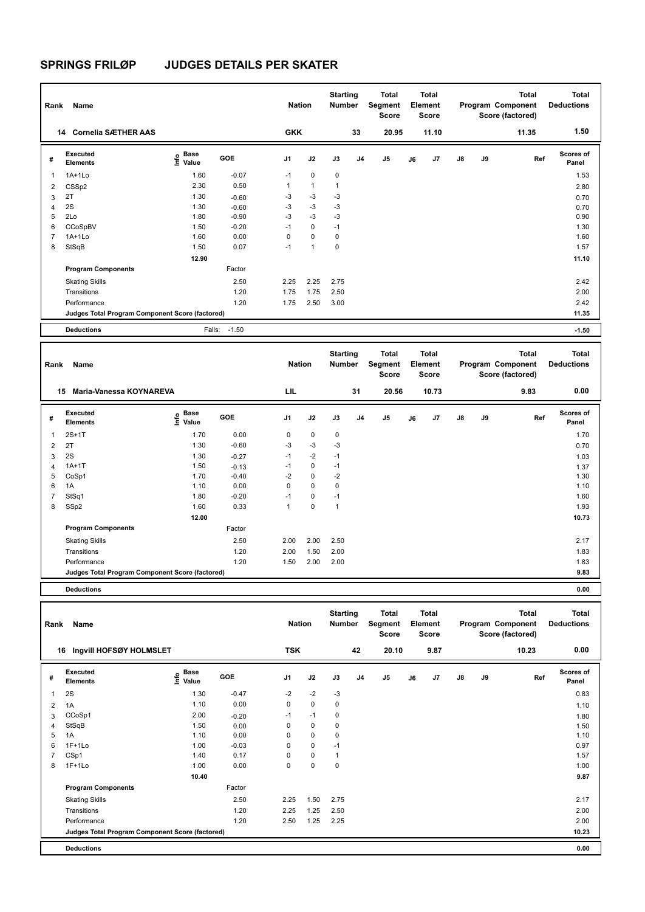# SPRINGS FRILØP JUDGES DETAILS PER SKATER

| Rank | Name | Nation | Starting Number | Total Segment Score | Total Element Score | Total Program Component Score (factored) | Total Deductions |
|---|---|---|---|---|---|---|---|
| 14 | Cornelia SÆTHER AAS | GKK | 33 | 20.95 | 11.10 | 11.35 | 1.50 |

| # | Executed Elements | Info | Base Value | GOE | J1 | J2 | J3 | J4 | J5 | J6 | J7 | J8 | J9 | Ref | Scores of Panel |
|---|---|---|---|---|---|---|---|---|---|---|---|---|---|---|---|
| 1 | 1A+1Lo | | 1.60 | -0.07 | -1 | 0 | 0 | | | | | | | | 1.53 |
| 2 | CSSp2 | | 2.30 | 0.50 | 1 | 1 | 1 | | | | | | | | 2.80 |
| 3 | 2T | | 1.30 | -0.60 | -3 | -3 | -3 | | | | | | | | 0.70 |
| 4 | 2S | | 1.30 | -0.60 | -3 | -3 | -3 | | | | | | | | 0.70 |
| 5 | 2Lo | | 1.80 | -0.90 | -3 | -3 | -3 | | | | | | | | 0.90 |
| 6 | CCoSpBV | | 1.50 | -0.20 | -1 | 0 | -1 | | | | | | | | 1.30 |
| 7 | 1A+1Lo | | 1.60 | 0.00 | 0 | 0 | 0 | | | | | | | | 1.60 |
| 8 | StSqB | | 1.50 | 0.07 | -1 | 1 | 0 | | | | | | | | 1.57 |
| | | | 12.90 | | | | | | | | | | | | 11.10 |
| | **Program Components** | | | Factor | | | | | | | | | | | |
| | Skating Skills | | | 2.50 | 2.25 | 2.25 | 2.75 | | | | | | | | 2.42 |
| | Transitions | | | 1.20 | 1.75 | 1.75 | 2.50 | | | | | | | | 2.00 |
| | Performance | | | 1.20 | 1.75 | 2.50 | 3.00 | | | | | | | | 2.42 |
| | **Judges Total Program Component Score (factored)** | | | | | | | | | | | | | | 11.35 |
| | **Deductions** | | Falls: | -1.50 | | | | | | | | | | | -1.50 |

| Rank | Name | Nation | Starting Number | Total Segment Score | Total Element Score | Total Program Component Score (factored) | Total Deductions |
|---|---|---|---|---|---|---|---|
| 15 | Maria-Vanessa KOYNAREVA | LIL | 31 | 20.56 | 10.73 | 9.83 | 0.00 |

| # | Executed Elements | Info | Base Value | GOE | J1 | J2 | J3 | J4 | J5 | J6 | J7 | J8 | J9 | Ref | Scores of Panel |
|---|---|---|---|---|---|---|---|---|---|---|---|---|---|---|---|
| 1 | 2S+1T | | 1.70 | 0.00 | 0 | 0 | 0 | | | | | | | | 1.70 |
| 2 | 2T | | 1.30 | -0.60 | -3 | -3 | -3 | | | | | | | | 0.70 |
| 3 | 2S | | 1.30 | -0.27 | -1 | -2 | -1 | | | | | | | | 1.03 |
| 4 | 1A+1T | | 1.50 | -0.13 | -1 | 0 | -1 | | | | | | | | 1.37 |
| 5 | CoSp1 | | 1.70 | -0.40 | -2 | 0 | -2 | | | | | | | | 1.30 |
| 6 | 1A | | 1.10 | 0.00 | 0 | 0 | 0 | | | | | | | | 1.10 |
| 7 | StSq1 | | 1.80 | -0.20 | -1 | 0 | -1 | | | | | | | | 1.60 |
| 8 | SSp2 | | 1.60 | 0.33 | 1 | 0 | 1 | | | | | | | | 1.93 |
| | | | 12.00 | | | | | | | | | | | | 10.73 |
| | **Program Components** | | | Factor | | | | | | | | | | | |
| | Skating Skills | | | 2.50 | 2.00 | 2.00 | 2.50 | | | | | | | | 2.17 |
| | Transitions | | | 1.20 | 2.00 | 1.50 | 2.00 | | | | | | | | 1.83 |
| | Performance | | | 1.20 | 1.50 | 2.00 | 2.00 | | | | | | | | 1.83 |
| | **Judges Total Program Component Score (factored)** | | | | | | | | | | | | | | 9.83 |
| | **Deductions** | | | | | | | | | | | | | | 0.00 |

| Rank | Name | Nation | Starting Number | Total Segment Score | Total Element Score | Total Program Component Score (factored) | Total Deductions |
|---|---|---|---|---|---|---|---|
| 16 | Ingvill HOFSØY HOLMSLET | TSK | 42 | 20.10 | 9.87 | 10.23 | 0.00 |

| # | Executed Elements | Info | Base Value | GOE | J1 | J2 | J3 | J4 | J5 | J6 | J7 | J8 | J9 | Ref | Scores of Panel |
|---|---|---|---|---|---|---|---|---|---|---|---|---|---|---|---|
| 1 | 2S | | 1.30 | -0.47 | -2 | -2 | -3 | | | | | | | | 0.83 |
| 2 | 1A | | 1.10 | 0.00 | 0 | 0 | 0 | | | | | | | | 1.10 |
| 3 | CCoSp1 | | 2.00 | -0.20 | -1 | -1 | 0 | | | | | | | | 1.80 |
| 4 | StSqB | | 1.50 | 0.00 | 0 | 0 | 0 | | | | | | | | 1.50 |
| 5 | 1A | | 1.10 | 0.00 | 0 | 0 | 0 | | | | | | | | 1.10 |
| 6 | 1F+1Lo | | 1.00 | -0.03 | 0 | 0 | -1 | | | | | | | | 0.97 |
| 7 | CSp1 | | 1.40 | 0.17 | 0 | 0 | 1 | | | | | | | | 1.57 |
| 8 | 1F+1Lo | | 1.00 | 0.00 | 0 | 0 | 0 | | | | | | | | 1.00 |
| | | | 10.40 | | | | | | | | | | | | 9.87 |
| | **Program Components** | | | Factor | | | | | | | | | | | |
| | Skating Skills | | | 2.50 | 2.25 | 1.50 | 2.75 | | | | | | | | 2.17 |
| | Transitions | | | 1.20 | 2.25 | 1.25 | 2.50 | | | | | | | | 2.00 |
| | Performance | | | 1.20 | 2.50 | 1.25 | 2.25 | | | | | | | | 2.00 |
| | **Judges Total Program Component Score (factored)** | | | | | | | | | | | | | | 10.23 |
| | **Deductions** | | | | | | | | | | | | | | 0.00 |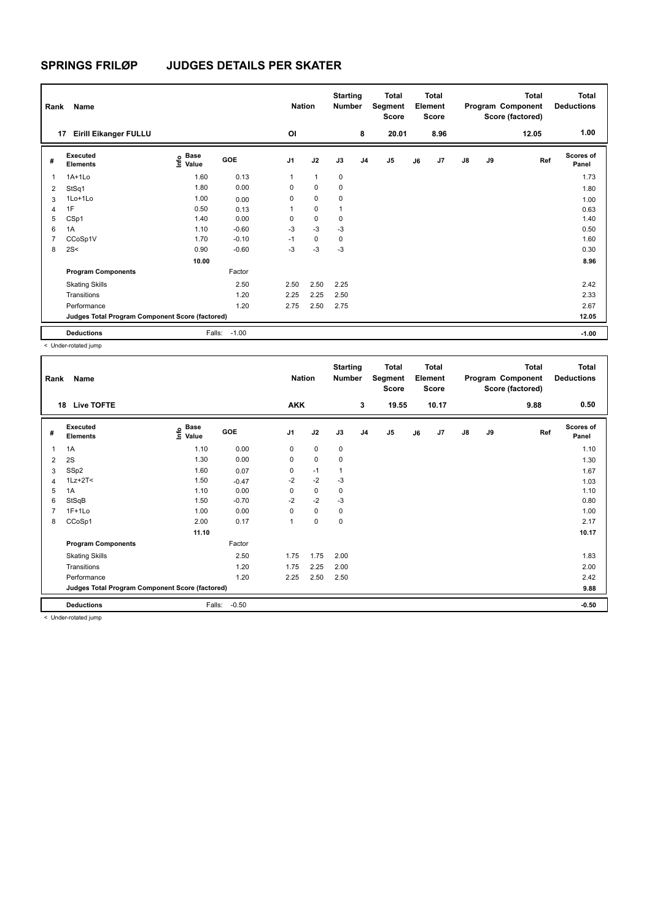# SPRINGS FRILØP JUDGES DETAILS PER SKATER

| Rank | Name | Nation | Starting Number | Total Segment Score | Total Element Score | Total Program Component Score (factored) | Total Deductions |
|---|---|---|---|---|---|---|---|
| 17 | Eirill Eikanger FULLU | Ol | 8 | 20.01 | 8.96 | 12.05 | 1.00 |

| # | Executed Elements | Info | Base Value | GOE | J1 | J2 | J3 | J4 | J5 | J6 | J7 | J8 | J9 | Ref | Scores of Panel |
|---|---|---|---|---|---|---|---|---|---|---|---|---|---|---|---|
| 1 | 1A+1Lo | | 1.60 | 0.13 | 1 | 1 | 0 | | | | | | | | 1.73 |
| 2 | StSq1 | | 1.80 | 0.00 | 0 | 0 | 0 | | | | | | | | 1.80 |
| 3 | 1Lo+1Lo | | 1.00 | 0.00 | 0 | 0 | 0 | | | | | | | | 1.00 |
| 4 | 1F | | 0.50 | 0.13 | 1 | 0 | 1 | | | | | | | | 0.63 |
| 5 | CSp1 | | 1.40 | 0.00 | 0 | 0 | 0 | | | | | | | | 1.40 |
| 6 | 1A | | 1.10 | -0.60 | -3 | -3 | -3 | | | | | | | | 0.50 |
| 7 | CCoSp1V | | 1.70 | -0.10 | -1 | 0 | 0 | | | | | | | | 1.60 |
| 8 | 2S< | | 0.90 | -0.60 | -3 | -3 | -3 | | | | | | | | 0.30 |
| | | | 10.00 | | | | | | | | | | | | 8.96 |
| | **Program Components** | | | Factor | | | | | | | | | | | |
| | Skating Skills | | | 2.50 | 2.50 | 2.50 | 2.25 | | | | | | | | 2.42 |
| | Transitions | | | 1.20 | 2.25 | 2.25 | 2.50 | | | | | | | | 2.33 |
| | Performance | | | 1.20 | 2.75 | 2.50 | 2.75 | | | | | | | | 2.67 |
| | **Judges Total Program Component Score (factored)** | | | | | | | | | | | | | | 12.05 |
| | **Deductions** | | Falls: | -1.00 | | | | | | | | | | | -1.00 |

< Under-rotated jump

| Rank | Name | Nation | Starting Number | Total Segment Score | Total Element Score | Total Program Component Score (factored) | Total Deductions |
|---|---|---|---|---|---|---|---|
| 18 | Live TOFTE | AKK | 3 | 19.55 | 10.17 | 9.88 | 0.50 |

| # | Executed Elements | Info | Base Value | GOE | J1 | J2 | J3 | J4 | J5 | J6 | J7 | J8 | J9 | Ref | Scores of Panel |
|---|---|---|---|---|---|---|---|---|---|---|---|---|---|---|---|
| 1 | 1A | | 1.10 | 0.00 | 0 | 0 | 0 | | | | | | | | 1.10 |
| 2 | 2S | | 1.30 | 0.00 | 0 | 0 | 0 | | | | | | | | 1.30 |
| 3 | SSp2 | | 1.60 | 0.07 | 0 | -1 | 1 | | | | | | | | 1.67 |
| 4 | 1Lz+2T< | | 1.50 | -0.47 | -2 | -2 | -3 | | | | | | | | 1.03 |
| 5 | 1A | | 1.10 | 0.00 | 0 | 0 | 0 | | | | | | | | 1.10 |
| 6 | StSqB | | 1.50 | -0.70 | -2 | -2 | -3 | | | | | | | | 0.80 |
| 7 | 1F+1Lo | | 1.00 | 0.00 | 0 | 0 | 0 | | | | | | | | 1.00 |
| 8 | CCoSp1 | | 2.00 | 0.17 | 1 | 0 | 0 | | | | | | | | 2.17 |
| | | | 11.10 | | | | | | | | | | | | 10.17 |
| | **Program Components** | | | Factor | | | | | | | | | | | |
| | Skating Skills | | | 2.50 | 1.75 | 1.75 | 2.00 | | | | | | | | 1.83 |
| | Transitions | | | 1.20 | 1.75 | 2.25 | 2.00 | | | | | | | | 2.00 |
| | Performance | | | 1.20 | 2.25 | 2.50 | 2.50 | | | | | | | | 2.42 |
| | **Judges Total Program Component Score (factored)** | | | | | | | | | | | | | | 9.88 |
| | **Deductions** | | Falls: | -0.50 | | | | | | | | | | | -0.50 |

< Under-rotated jump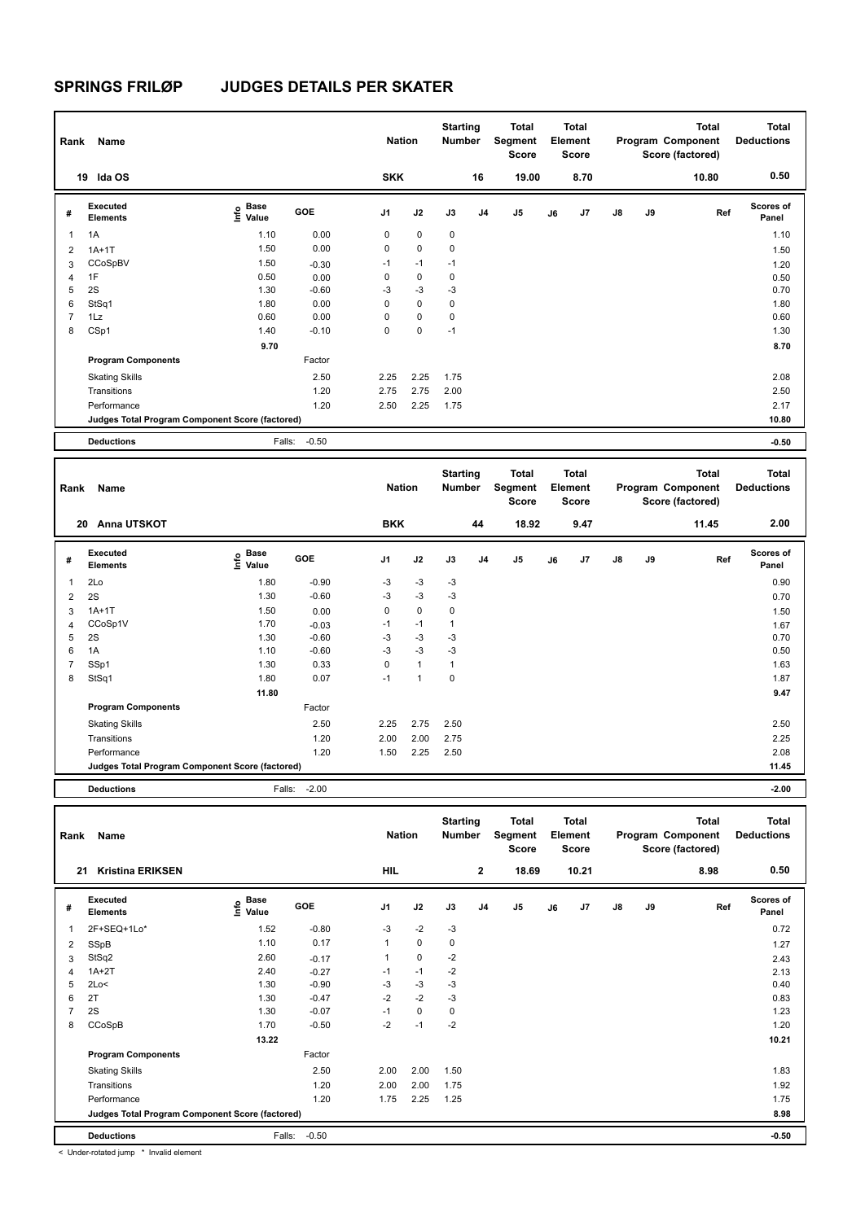# SPRINGS FRILØP JUDGES DETAILS PER SKATER

| Rank | Name | Nation | Starting Number | Total Segment Score | Total Element Score | Total Program Component Score (factored) | Total Deductions |
|---|---|---|---|---|---|---|---|
| 19 | Ida OS | SKK | 16 | 19.00 | 8.70 | 10.80 | 0.50 |

| # | Executed Elements | Info | Base Value | GOE | J1 | J2 | J3 | J4 | J5 | J6 | J7 | J8 | J9 | Ref | Scores of Panel |
|---|---|---|---|---|---|---|---|---|---|---|---|---|---|---|---|
| 1 | 1A | | 1.10 | 0.00 | 0 | 0 | 0 | | | | | | | | 1.10 |
| 2 | 1A+1T | | 1.50 | 0.00 | 0 | 0 | 0 | | | | | | | | 1.50 |
| 3 | CCoSpBV | | 1.50 | -0.30 | -1 | -1 | -1 | | | | | | | | 1.20 |
| 4 | 1F | | 0.50 | 0.00 | 0 | 0 | 0 | | | | | | | | 0.50 |
| 5 | 2S | | 1.30 | -0.60 | -3 | -3 | -3 | | | | | | | | 0.70 |
| 6 | StSq1 | | 1.80 | 0.00 | 0 | 0 | 0 | | | | | | | | 1.80 |
| 7 | 1Lz | | 0.60 | 0.00 | 0 | 0 | 0 | | | | | | | | 0.60 |
| 8 | CSp1 | | 1.40 | -0.10 | 0 | 0 | -1 | | | | | | | | 1.30 |
| | | | 9.70 | | | | | | | | | | | | 8.70 |
| | **Program Components** | | | Factor | | | | | | | | | | | |
| | Skating Skills | | | 2.50 | 2.25 | 2.25 | 1.75 | | | | | | | | 2.08 |
| | Transitions | | | 1.20 | 2.75 | 2.75 | 2.00 | | | | | | | | 2.50 |
| | Performance | | | 1.20 | 2.50 | 2.25 | 1.75 | | | | | | | | 2.17 |
| | **Judges Total Program Component Score (factored)** | | | | | | | | | | | | | | 10.80 |
| | **Deductions** | | Falls: | -0.50 | | | | | | | | | | | -0.50 |

| Rank | Name | Nation | Starting Number | Total Segment Score | Total Element Score | Total Program Component Score (factored) | Total Deductions |
|---|---|---|---|---|---|---|---|
| 20 | Anna UTSKOT | BKK | 44 | 18.92 | 9.47 | 11.45 | 2.00 |

| # | Executed Elements | Info | Base Value | GOE | J1 | J2 | J3 | J4 | J5 | J6 | J7 | J8 | J9 | Ref | Scores of Panel |
|---|---|---|---|---|---|---|---|---|---|---|---|---|---|---|---|
| 1 | 2Lo | | 1.80 | -0.90 | -3 | -3 | -3 | | | | | | | | 0.90 |
| 2 | 2S | | 1.30 | -0.60 | -3 | -3 | -3 | | | | | | | | 0.70 |
| 3 | 1A+1T | | 1.50 | 0.00 | 0 | 0 | 0 | | | | | | | | 1.50 |
| 4 | CCoSp1V | | 1.70 | -0.03 | -1 | -1 | 1 | | | | | | | | 1.67 |
| 5 | 2S | | 1.30 | -0.60 | -3 | -3 | -3 | | | | | | | | 0.70 |
| 6 | 1A | | 1.10 | -0.60 | -3 | -3 | -3 | | | | | | | | 0.50 |
| 7 | SSp1 | | 1.30 | 0.33 | 0 | 1 | 1 | | | | | | | | 1.63 |
| 8 | StSq1 | | 1.80 | 0.07 | -1 | 1 | 0 | | | | | | | | 1.87 |
| | | | 11.80 | | | | | | | | | | | | 9.47 |
| | **Program Components** | | | Factor | | | | | | | | | | | |
| | Skating Skills | | | 2.50 | 2.25 | 2.75 | 2.50 | | | | | | | | 2.50 |
| | Transitions | | | 1.20 | 2.00 | 2.00 | 2.75 | | | | | | | | 2.25 |
| | Performance | | | 1.20 | 1.50 | 2.25 | 2.50 | | | | | | | | 2.08 |
| | **Judges Total Program Component Score (factored)** | | | | | | | | | | | | | | 11.45 |
| | **Deductions** | | Falls: | -2.00 | | | | | | | | | | | -2.00 |

| Rank | Name | Nation | Starting Number | Total Segment Score | Total Element Score | Total Program Component Score (factored) | Total Deductions |
|---|---|---|---|---|---|---|---|
| 21 | Kristina ERIKSEN | HIL | 2 | 18.69 | 10.21 | 8.98 | 0.50 |

| # | Executed Elements | Info | Base Value | GOE | J1 | J2 | J3 | J4 | J5 | J6 | J7 | J8 | J9 | Ref | Scores of Panel |
|---|---|---|---|---|---|---|---|---|---|---|---|---|---|---|---|
| 1 | 2F+SEQ+1Lo* | | 1.52 | -0.80 | -3 | -2 | -3 | | | | | | | | 0.72 |
| 2 | SSpB | | 1.10 | 0.17 | 1 | 0 | 0 | | | | | | | | 1.27 |
| 3 | StSq2 | | 2.60 | -0.17 | 1 | 0 | -2 | | | | | | | | 2.43 |
| 4 | 1A+2T | | 2.40 | -0.27 | -1 | -1 | -2 | | | | | | | | 2.13 |
| 5 | 2Lo< | | 1.30 | -0.90 | -3 | -3 | -3 | | | | | | | | 0.40 |
| 6 | 2T | | 1.30 | -0.47 | -2 | -2 | -3 | | | | | | | | 0.83 |
| 7 | 2S | | 1.30 | -0.07 | -1 | 0 | 0 | | | | | | | | 1.23 |
| 8 | CCoSpB | | 1.70 | -0.50 | -2 | -1 | -2 | | | | | | | | 1.20 |
| | | | 13.22 | | | | | | | | | | | | 10.21 |
| | **Program Components** | | | Factor | | | | | | | | | | | |
| | Skating Skills | | | 2.50 | 2.00 | 2.00 | 1.50 | | | | | | | | 1.83 |
| | Transitions | | | 1.20 | 2.00 | 2.00 | 1.75 | | | | | | | | 1.92 |
| | Performance | | | 1.20 | 1.75 | 2.25 | 1.25 | | | | | | | | 1.75 |
| | **Judges Total Program Component Score (factored)** | | | | | | | | | | | | | | 8.98 |
| | **Deductions** | | Falls: | -0.50 | | | | | | | | | | | -0.50 |

< Under-rotated jump * Invalid element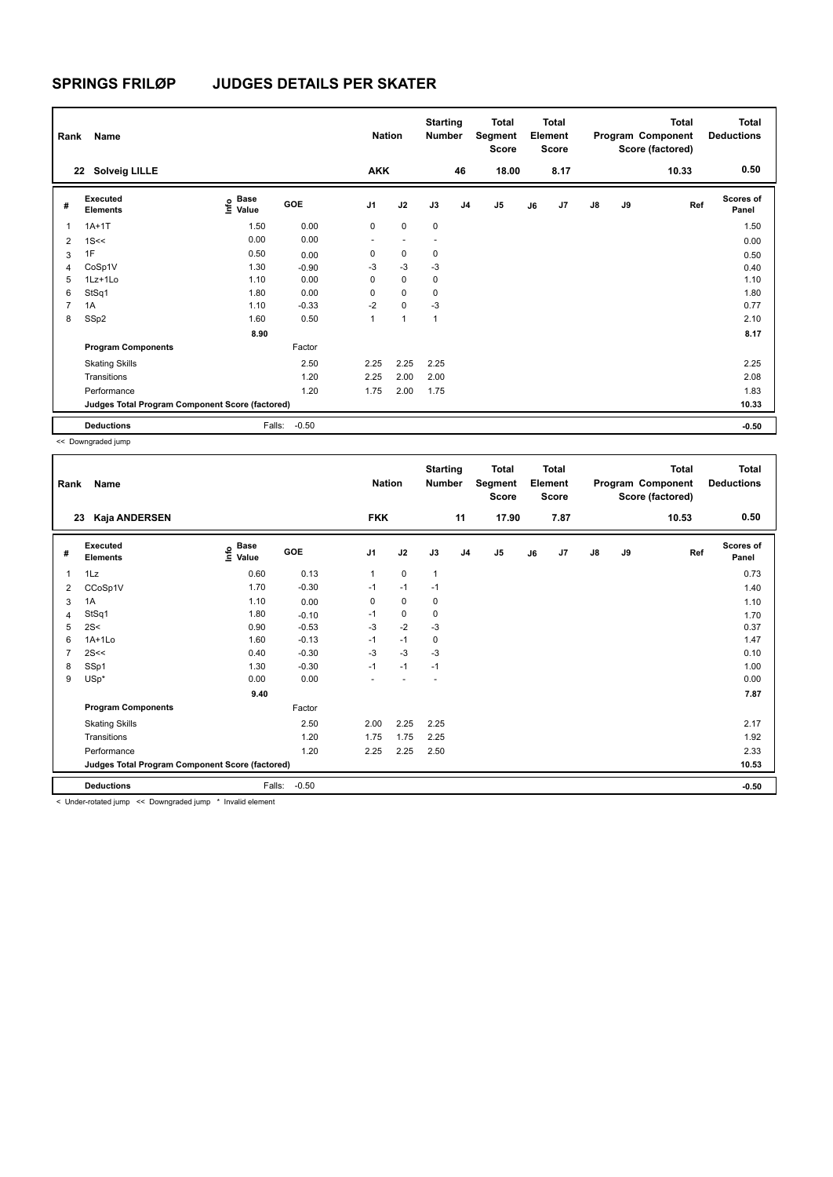## SPRINGS FRILØP JUDGES DETAILS PER SKATER

| Rank | Name | | | Nation | | Starting Number | | Total Segment Score | | Total Element Score | | | Total Program Component Score (factored) | | Total Deductions |
|---|---|---|---|---|---|---|---|---|---|---|---|---|---|---|---|
| 22 | Solveig LILLE | | | AKK | | 46 | | 18.00 | | 8.17 | | | 10.33 | | 0.50 |

| # | Executed Elements | Info | Base Value | GOE | J1 | J2 | J3 | J4 | J5 | J6 | J7 | J8 | J9 | Ref | Scores of Panel |
|---|---|---|---|---|---|---|---|---|---|---|---|---|---|---|---|
| 1 | 1A+1T | | 1.50 | 0.00 | 0 | 0 | 0 | | | | | | | | 1.50 |
| 2 | 1S<< | | 0.00 | 0.00 | - | - | - | | | | | | | | 0.00 |
| 3 | 1F | | 0.50 | 0.00 | 0 | 0 | 0 | | | | | | | | 0.50 |
| 4 | CoSp1V | | 1.30 | -0.90 | -3 | -3 | -3 | | | | | | | | 0.40 |
| 5 | 1Lz+1Lo | | 1.10 | 0.00 | 0 | 0 | 0 | | | | | | | | 1.10 |
| 6 | StSq1 | | 1.80 | 0.00 | 0 | 0 | 0 | | | | | | | | 1.80 |
| 7 | 1A | | 1.10 | -0.33 | -2 | 0 | -3 | | | | | | | | 0.77 |
| 8 | SSp2 | | 1.60 | 0.50 | 1 | 1 | 1 | | | | | | | | 2.10 |
| | | | 8.90 | | | | | | | | | | | | 8.17 |
| | **Program Components** | | | Factor | | | | | | | | | | | |
| | Skating Skills | | | 2.50 | 2.25 | 2.25 | 2.25 | | | | | | | | 2.25 |
| | Transitions | | | 1.20 | 2.25 | 2.00 | 2.00 | | | | | | | | 2.08 |
| | Performance | | | 1.20 | 1.75 | 2.00 | 1.75 | | | | | | | | 1.83 |
| | **Judges Total Program Component Score (factored)** | | | | | | | | | | | | | | 10.33 |
| | **Deductions** | | Falls: | -0.50 | | | | | | | | | | | -0.50 |

<< Downgraded jump

| Rank | Name | | | Nation | | Starting Number | | Total Segment Score | | Total Element Score | | | Total Program Component Score (factored) | | Total Deductions |
|---|---|---|---|---|---|---|---|---|---|---|---|---|---|---|---|
| 23 | Kaja ANDERSEN | | | FKK | | 11 | | 17.90 | | 7.87 | | | 10.53 | | 0.50 |

| # | Executed Elements | Info | Base Value | GOE | J1 | J2 | J3 | J4 | J5 | J6 | J7 | J8 | J9 | Ref | Scores of Panel |
|---|---|---|---|---|---|---|---|---|---|---|---|---|---|---|---|
| 1 | 1Lz | | 0.60 | 0.13 | 1 | 0 | 1 | | | | | | | | 0.73 |
| 2 | CCoSp1V | | 1.70 | -0.30 | -1 | -1 | -1 | | | | | | | | 1.40 |
| 3 | 1A | | 1.10 | 0.00 | 0 | 0 | 0 | | | | | | | | 1.10 |
| 4 | StSq1 | | 1.80 | -0.10 | -1 | 0 | 0 | | | | | | | | 1.70 |
| 5 | 2S< | | 0.90 | -0.53 | -3 | -2 | -3 | | | | | | | | 0.37 |
| 6 | 1A+1Lo | | 1.60 | -0.13 | -1 | -1 | 0 | | | | | | | | 1.47 |
| 7 | 2S<< | | 0.40 | -0.30 | -3 | -3 | -3 | | | | | | | | 0.10 |
| 8 | SSp1 | | 1.30 | -0.30 | -1 | -1 | -1 | | | | | | | | 1.00 |
| 9 | USp* | | 0.00 | 0.00 | - | - | - | | | | | | | | 0.00 |
| | | | 9.40 | | | | | | | | | | | | 7.87 |
| | **Program Components** | | | Factor | | | | | | | | | | | |
| | Skating Skills | | | 2.50 | 2.00 | 2.25 | 2.25 | | | | | | | | 2.17 |
| | Transitions | | | 1.20 | 1.75 | 1.75 | 2.25 | | | | | | | | 1.92 |
| | Performance | | | 1.20 | 2.25 | 2.25 | 2.50 | | | | | | | | 2.33 |
| | **Judges Total Program Component Score (factored)** | | | | | | | | | | | | | | 10.53 |
| | **Deductions** | | Falls: | -0.50 | | | | | | | | | | | -0.50 |

< Under-rotated jump << Downgraded jump * Invalid element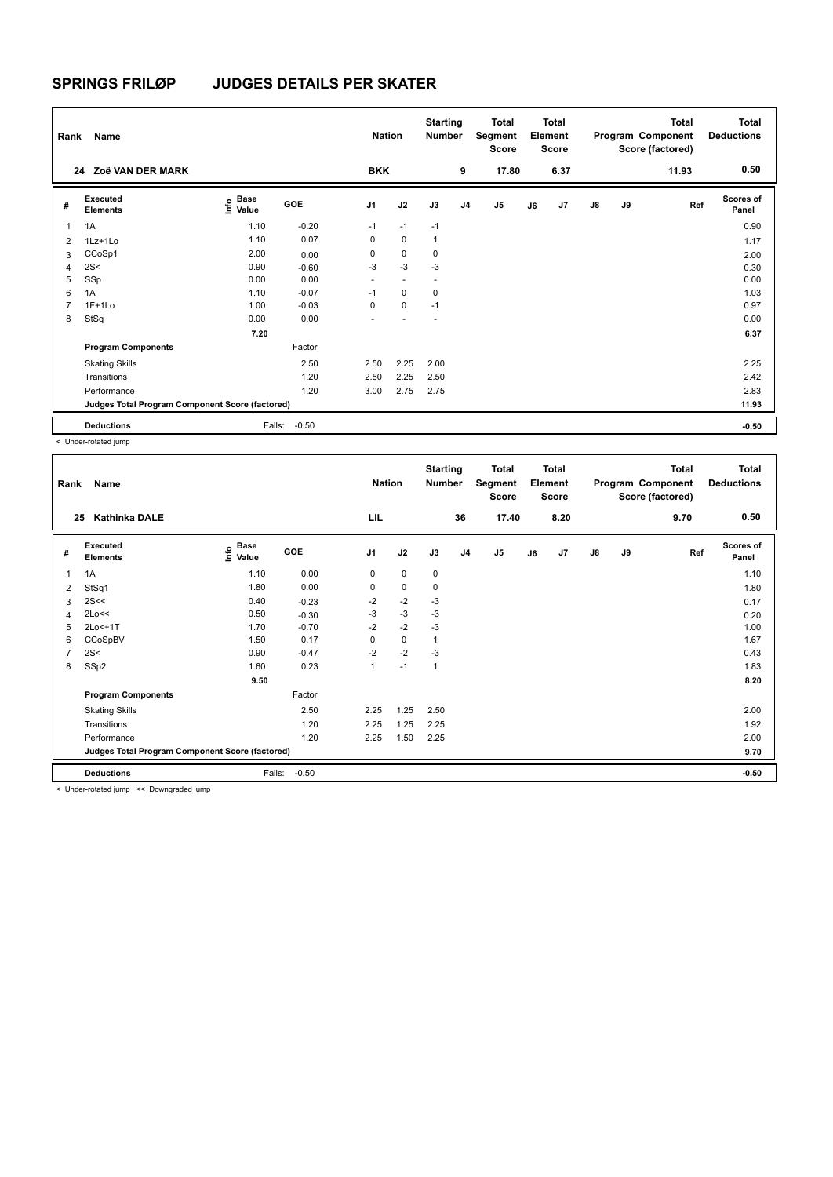# SPRINGS FRILØP JUDGES DETAILS PER SKATER

| Rank | Name | Nation | Starting Number | Total Segment Score | Total Element Score | Total Program Component Score (factored) | Total Deductions |
|---|---|---|---|---|---|---|---|
| 24 | Zoë VAN DER MARK | BKK | 9 | 17.80 | 6.37 | 11.93 | 0.50 |

| # | Executed Elements | Info | Base Value | GOE | J1 | J2 | J3 | J4 | J5 | J6 | J7 | J8 | J9 | Ref | Scores of Panel |
|---|---|---|---|---|---|---|---|---|---|---|---|---|---|---|---|
| 1 | 1A | | 1.10 | -0.20 | -1 | -1 | -1 | | | | | | | | 0.90 |
| 2 | 1Lz+1Lo | | 1.10 | 0.07 | 0 | 0 | 1 | | | | | | | | 1.17 |
| 3 | CCoSp1 | | 2.00 | 0.00 | 0 | 0 | 0 | | | | | | | | 2.00 |
| 4 | 2S< | | 0.90 | -0.60 | -3 | -3 | -3 | | | | | | | | 0.30 |
| 5 | SSp | | 0.00 | 0.00 | - | - | - | | | | | | | | 0.00 |
| 6 | 1A | | 1.10 | -0.07 | -1 | 0 | 0 | | | | | | | | 1.03 |
| 7 | 1F+1Lo | | 1.00 | -0.03 | 0 | 0 | -1 | | | | | | | | 0.97 |
| 8 | StSq | | 0.00 | 0.00 | - | - | - | | | | | | | | 0.00 |
| | | | 7.20 | | | | | | | | | | | | 6.37 |
| | **Program Components** | | | Factor | | | | | | | | | | | |
| | Skating Skills | | | 2.50 | 2.50 | 2.25 | 2.00 | | | | | | | | 2.25 |
| | Transitions | | | 1.20 | 2.50 | 2.25 | 2.50 | | | | | | | | 2.42 |
| | Performance | | | 1.20 | 3.00 | 2.75 | 2.75 | | | | | | | | 2.83 |
| | **Judges Total Program Component Score (factored)** | | | | | | | | | | | | | | 11.93 |
| | **Deductions** | | Falls: | -0.50 | | | | | | | | | | | -0.50 |

< Under-rotated jump

| Rank | Name | Nation | Starting Number | Total Segment Score | Total Element Score | Total Program Component Score (factored) | Total Deductions |
|---|---|---|---|---|---|---|---|
| 25 | Kathinka DALE | LIL | 36 | 17.40 | 8.20 | 9.70 | 0.50 |

| # | Executed Elements | Info | Base Value | GOE | J1 | J2 | J3 | J4 | J5 | J6 | J7 | J8 | J9 | Ref | Scores of Panel |
|---|---|---|---|---|---|---|---|---|---|---|---|---|---|---|---|
| 1 | 1A | | 1.10 | 0.00 | 0 | 0 | 0 | | | | | | | | 1.10 |
| 2 | StSq1 | | 1.80 | 0.00 | 0 | 0 | 0 | | | | | | | | 1.80 |
| 3 | 2S<< | | 0.40 | -0.23 | -2 | -2 | -3 | | | | | | | | 0.17 |
| 4 | 2Lo<< | | 0.50 | -0.30 | -3 | -3 | -3 | | | | | | | | 0.20 |
| 5 | 2Lo<+1T | | 1.70 | -0.70 | -2 | -2 | -3 | | | | | | | | 1.00 |
| 6 | CCoSpBV | | 1.50 | 0.17 | 0 | 0 | 1 | | | | | | | | 1.67 |
| 7 | 2S< | | 0.90 | -0.47 | -2 | -2 | -3 | | | | | | | | 0.43 |
| 8 | SSp2 | | 1.60 | 0.23 | 1 | -1 | 1 | | | | | | | | 1.83 |
| | | | 9.50 | | | | | | | | | | | | 8.20 |
| | **Program Components** | | | Factor | | | | | | | | | | | |
| | Skating Skills | | | 2.50 | 2.25 | 1.25 | 2.50 | | | | | | | | 2.00 |
| | Transitions | | | 1.20 | 2.25 | 1.25 | 2.25 | | | | | | | | 1.92 |
| | Performance | | | 1.20 | 2.25 | 1.50 | 2.25 | | | | | | | | 2.00 |
| | **Judges Total Program Component Score (factored)** | | | | | | | | | | | | | | 9.70 |
| | **Deductions** | | Falls: | -0.50 | | | | | | | | | | | -0.50 |

< Under-rotated jump << Downgraded jump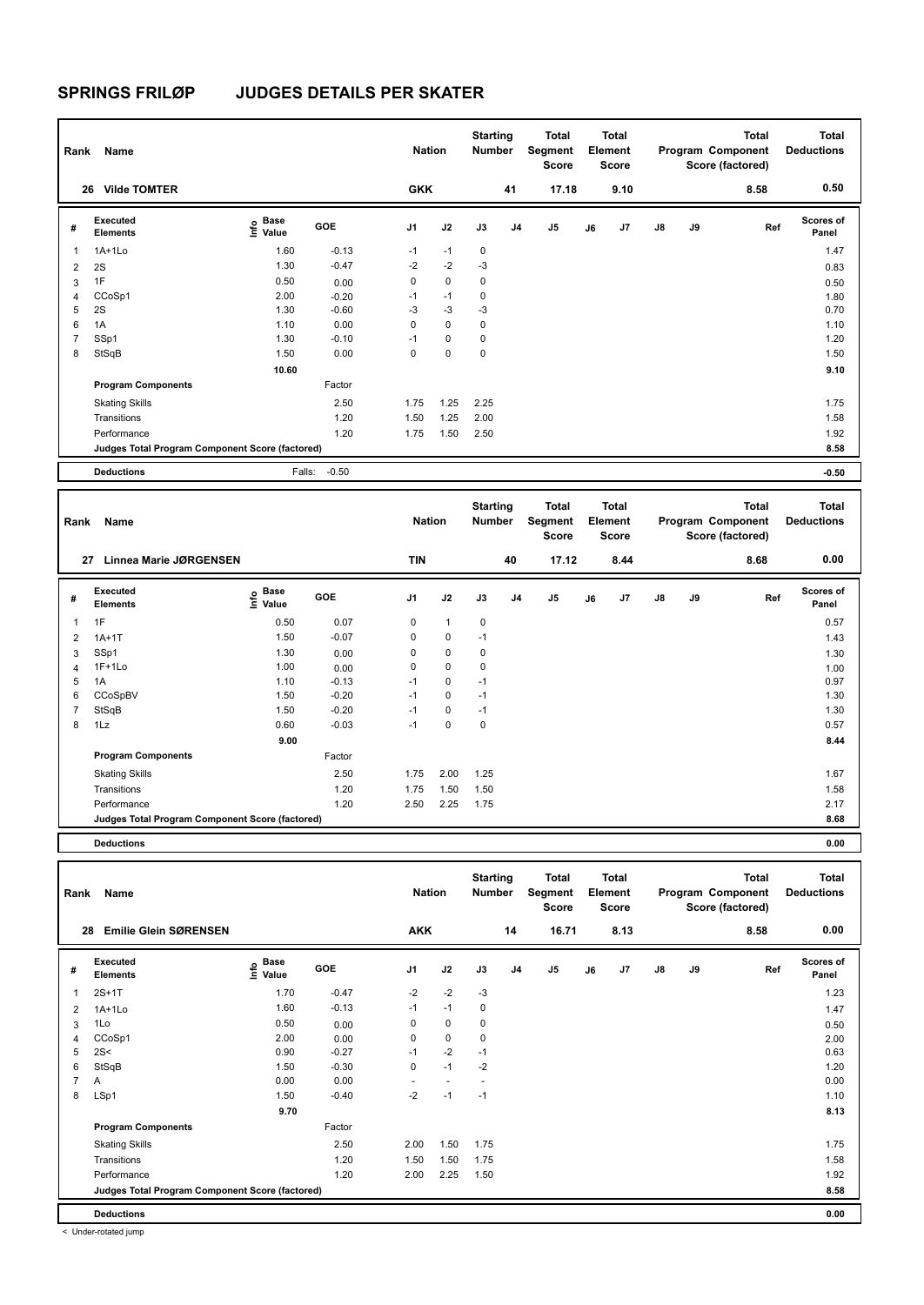# SPRINGS FRILØP JUDGES DETAILS PER SKATER

| Rank | Name | Nation | Starting Number | Total Segment Score | Total Element Score | Total Program Component Score (factored) | Total Deductions |
|---|---|---|---|---|---|---|---|
| 26 | Vilde TOMTER | GKK | 41 | 17.18 | 9.10 | 8.58 | 0.50 |

| # | Executed Elements | Info | Base Value | GOE | J1 | J2 | J3 | J4 | J5 | J6 | J7 | J8 | J9 | Ref | Scores of Panel |
|---|---|---|---|---|---|---|---|---|---|---|---|---|---|---|---|
| 1 | 1A+1Lo | | 1.60 | -0.13 | -1 | -1 | 0 | | | | | | | | 1.47 |
| 2 | 2S | | 1.30 | -0.47 | -2 | -2 | -3 | | | | | | | | 0.83 |
| 3 | 1F | | 0.50 | 0.00 | 0 | 0 | 0 | | | | | | | | 0.50 |
| 4 | CCoSp1 | | 2.00 | -0.20 | -1 | -1 | 0 | | | | | | | | 1.80 |
| 5 | 2S | | 1.30 | -0.60 | -3 | -3 | -3 | | | | | | | | 0.70 |
| 6 | 1A | | 1.10 | 0.00 | 0 | 0 | 0 | | | | | | | | 1.10 |
| 7 | SSp1 | | 1.30 | -0.10 | -1 | 0 | 0 | | | | | | | | 1.20 |
| 8 | StSqB | | 1.50 | 0.00 | 0 | 0 | 0 | | | | | | | | 1.50 |
| | | | 10.60 | | | | | | | | | | | | 9.10 |
| | **Program Components** | | | Factor | | | | | | | | | | | |
| | Skating Skills | | | 2.50 | 1.75 | 1.25 | 2.25 | | | | | | | | 1.75 |
| | Transitions | | | 1.20 | 1.50 | 1.25 | 2.00 | | | | | | | | 1.58 |
| | Performance | | | 1.20 | 1.75 | 1.50 | 2.50 | | | | | | | | 1.92 |
| | **Judges Total Program Component Score (factored)** | | | | | | | | | | | | | | 8.58 |
| | **Deductions** | | Falls: | -0.50 | | | | | | | | | | | -0.50 |

| Rank | Name | Nation | Starting Number | Total Segment Score | Total Element Score | Total Program Component Score (factored) | Total Deductions |
|---|---|---|---|---|---|---|---|
| 27 | Linnea Marie JØRGENSEN | TIN | 40 | 17.12 | 8.44 | 8.68 | 0.00 |

| # | Executed Elements | Info | Base Value | GOE | J1 | J2 | J3 | J4 | J5 | J6 | J7 | J8 | J9 | Ref | Scores of Panel |
|---|---|---|---|---|---|---|---|---|---|---|---|---|---|---|---|
| 1 | 1F | | 0.50 | 0.07 | 0 | 1 | 0 | | | | | | | | 0.57 |
| 2 | 1A+1T | | 1.50 | -0.07 | 0 | 0 | -1 | | | | | | | | 1.43 |
| 3 | SSp1 | | 1.30 | 0.00 | 0 | 0 | 0 | | | | | | | | 1.30 |
| 4 | 1F+1Lo | | 1.00 | 0.00 | 0 | 0 | 0 | | | | | | | | 1.00 |
| 5 | 1A | | 1.10 | -0.13 | -1 | 0 | -1 | | | | | | | | 0.97 |
| 6 | CCoSpBV | | 1.50 | -0.20 | -1 | 0 | -1 | | | | | | | | 1.30 |
| 7 | StSqB | | 1.50 | -0.20 | -1 | 0 | -1 | | | | | | | | 1.30 |
| 8 | 1Lz | | 0.60 | -0.03 | -1 | 0 | 0 | | | | | | | | 0.57 |
| | | | 9.00 | | | | | | | | | | | | 8.44 |
| | **Program Components** | | | Factor | | | | | | | | | | | |
| | Skating Skills | | | 2.50 | 1.75 | 2.00 | 1.25 | | | | | | | | 1.67 |
| | Transitions | | | 1.20 | 1.75 | 1.50 | 1.50 | | | | | | | | 1.58 |
| | Performance | | | 1.20 | 2.50 | 2.25 | 1.75 | | | | | | | | 2.17 |
| | **Judges Total Program Component Score (factored)** | | | | | | | | | | | | | | 8.68 |
| | **Deductions** | | | | | | | | | | | | | | 0.00 |

| Rank | Name | Nation | Starting Number | Total Segment Score | Total Element Score | Total Program Component Score (factored) | Total Deductions |
|---|---|---|---|---|---|---|---|
| 28 | Emilie Glein SØRENSEN | AKK | 14 | 16.71 | 8.13 | 8.58 | 0.00 |

| # | Executed Elements | Info | Base Value | GOE | J1 | J2 | J3 | J4 | J5 | J6 | J7 | J8 | J9 | Ref | Scores of Panel |
|---|---|---|---|---|---|---|---|---|---|---|---|---|---|---|---|
| 1 | 2S+1T | | 1.70 | -0.47 | -2 | -2 | -3 | | | | | | | | 1.23 |
| 2 | 1A+1Lo | | 1.60 | -0.13 | -1 | -1 | 0 | | | | | | | | 1.47 |
| 3 | 1Lo | | 0.50 | 0.00 | 0 | 0 | 0 | | | | | | | | 0.50 |
| 4 | CCoSp1 | | 2.00 | 0.00 | 0 | 0 | 0 | | | | | | | | 2.00 |
| 5 | 2S< | | 0.90 | -0.27 | -1 | -2 | -1 | | | | | | | | 0.63 |
| 6 | StSqB | | 1.50 | -0.30 | 0 | -1 | -2 | | | | | | | | 1.20 |
| 7 | A | | 0.00 | 0.00 | - | - | - | | | | | | | | 0.00 |
| 8 | LSp1 | | 1.50 | -0.40 | -2 | -1 | -1 | | | | | | | | 1.10 |
| | | | 9.70 | | | | | | | | | | | | 8.13 |
| | **Program Components** | | | Factor | | | | | | | | | | | |
| | Skating Skills | | | 2.50 | 2.00 | 1.50 | 1.75 | | | | | | | | 1.75 |
| | Transitions | | | 1.20 | 1.50 | 1.50 | 1.75 | | | | | | | | 1.58 |
| | Performance | | | 1.20 | 2.00 | 2.25 | 1.50 | | | | | | | | 1.92 |
| | **Judges Total Program Component Score (factored)** | | | | | | | | | | | | | | 8.58 |
| | **Deductions** | | | | | | | | | | | | | | 0.00 |

< Under-rotated jump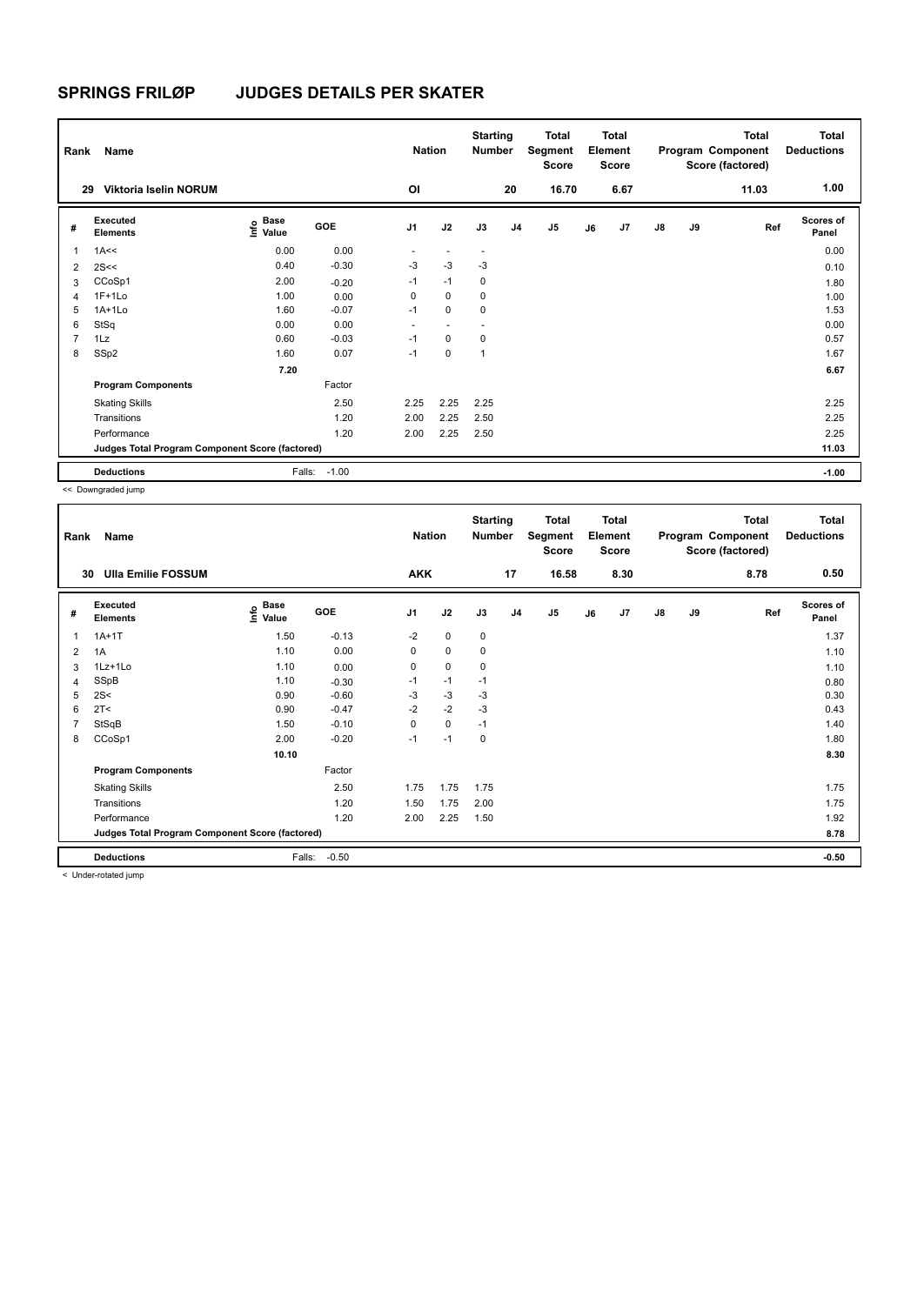# SPRINGS FRILØP JUDGES DETAILS PER SKATER

| Rank | Name | Nation | Starting Number | Total Segment Score | Total Element Score | Total Program Component Score (factored) | Total Deductions |
|---|---|---|---|---|---|---|---|
| 29 | Viktoria Iselin NORUM | OI | 20 | 16.70 | 6.67 | 11.03 | 1.00 |

| # | Executed Elements | Info | Base Value | GOE | J1 | J2 | J3 | J4 | J5 | J6 | J7 | J8 | J9 | Ref | Scores of Panel |
|---|---|---|---|---|---|---|---|---|---|---|---|---|---|---|---|
| 1 | 1A<< | | 0.00 | 0.00 | - | - | - | | | | | | | | 0.00 |
| 2 | 2S<< | | 0.40 | -0.30 | -3 | -3 | -3 | | | | | | | | 0.10 |
| 3 | CCoSp1 | | 2.00 | -0.20 | -1 | -1 | 0 | | | | | | | | 1.80 |
| 4 | 1F+1Lo | | 1.00 | 0.00 | 0 | 0 | 0 | | | | | | | | 1.00 |
| 5 | 1A+1Lo | | 1.60 | -0.07 | -1 | 0 | 0 | | | | | | | | 1.53 |
| 6 | StSq | | 0.00 | 0.00 | - | - | - | | | | | | | | 0.00 |
| 7 | 1Lz | | 0.60 | -0.03 | -1 | 0 | 0 | | | | | | | | 0.57 |
| 8 | SSp2 | | 1.60 | 0.07 | -1 | 0 | 1 | | | | | | | | 1.67 |
| | | | 7.20 | | | | | | | | | | | | 6.67 |
| | Program Components | | | Factor | | | | | | | | | | | |
| | Skating Skills | | | 2.50 | 2.25 | 2.25 | 2.25 | | | | | | | | 2.25 |
| | Transitions | | | 1.20 | 2.00 | 2.25 | 2.50 | | | | | | | | 2.25 |
| | Performance | | | 1.20 | 2.00 | 2.25 | 2.50 | | | | | | | | 2.25 |
| | Judges Total Program Component Score (factored) | | | | | | | | | | | | | | 11.03 |
| | Deductions | | Falls: | -1.00 | | | | | | | | | | | -1.00 |

<< Downgraded jump

| Rank | Name | Nation | Starting Number | Total Segment Score | Total Element Score | Total Program Component Score (factored) | Total Deductions |
|---|---|---|---|---|---|---|---|
| 30 | Ulla Emilie FOSSUM | AKK | 17 | 16.58 | 8.30 | 8.78 | 0.50 |

| # | Executed Elements | Info | Base Value | GOE | J1 | J2 | J3 | J4 | J5 | J6 | J7 | J8 | J9 | Ref | Scores of Panel |
|---|---|---|---|---|---|---|---|---|---|---|---|---|---|---|---|
| 1 | 1A+1T | | 1.50 | -0.13 | -2 | 0 | 0 | | | | | | | | 1.37 |
| 2 | 1A | | 1.10 | 0.00 | 0 | 0 | 0 | | | | | | | | 1.10 |
| 3 | 1Lz+1Lo | | 1.10 | 0.00 | 0 | 0 | 0 | | | | | | | | 1.10 |
| 4 | SSpB | | 1.10 | -0.30 | -1 | -1 | -1 | | | | | | | | 0.80 |
| 5 | 2S< | | 0.90 | -0.60 | -3 | -3 | -3 | | | | | | | | 0.30 |
| 6 | 2T< | | 0.90 | -0.47 | -2 | -2 | -3 | | | | | | | | 0.43 |
| 7 | StSqB | | 1.50 | -0.10 | 0 | 0 | -1 | | | | | | | | 1.40 |
| 8 | CCoSp1 | | 2.00 | -0.20 | -1 | -1 | 0 | | | | | | | | 1.80 |
| | | | 10.10 | | | | | | | | | | | | 8.30 |
| | Program Components | | | Factor | | | | | | | | | | | |
| | Skating Skills | | | 2.50 | 1.75 | 1.75 | 1.75 | | | | | | | | 1.75 |
| | Transitions | | | 1.20 | 1.50 | 1.75 | 2.00 | | | | | | | | 1.75 |
| | Performance | | | 1.20 | 2.00 | 2.25 | 1.50 | | | | | | | | 1.92 |
| | Judges Total Program Component Score (factored) | | | | | | | | | | | | | | 8.78 |
| | Deductions | | Falls: | -0.50 | | | | | | | | | | | -0.50 |

< Under-rotated jump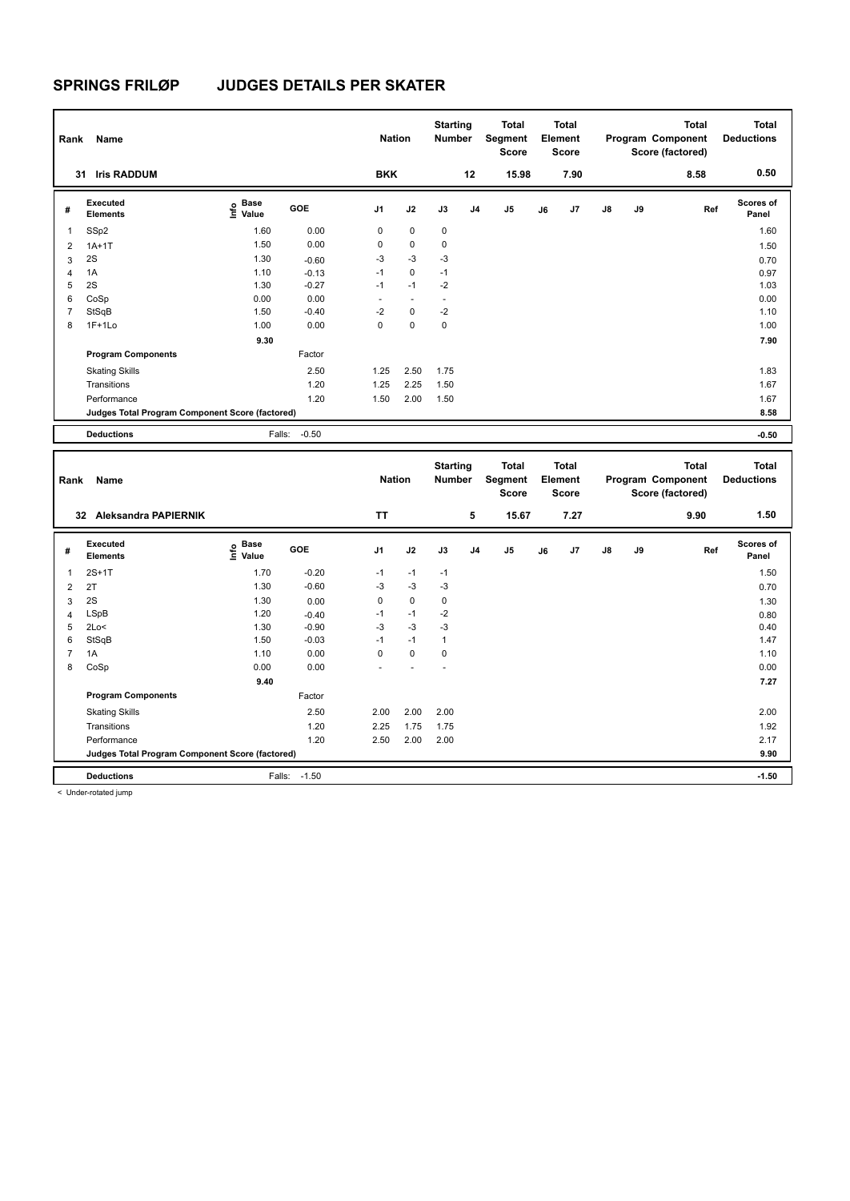# SPRINGS FRILØP JUDGES DETAILS PER SKATER

| Rank | Name | Nation | Starting Number | Total Segment Score | Total Element Score | Total Program Component Score (factored) | Total Deductions |
|---|---|---|---|---|---|---|---|
| 31 | Iris RADDUM | BKK | 12 | 15.98 | 7.90 | 8.58 | 0.50 |

| # | Executed Elements | Info | Base Value | GOE | J1 | J2 | J3 | J4 | J5 | J6 | J7 | J8 | J9 | Ref | Scores of Panel |
|---|---|---|---|---|---|---|---|---|---|---|---|---|---|---|---|
| 1 | SSp2 | | 1.60 | 0.00 | 0 | 0 | 0 | | | | | | | | 1.60 |
| 2 | 1A+1T | | 1.50 | 0.00 | 0 | 0 | 0 | | | | | | | | 1.50 |
| 3 | 2S | | 1.30 | -0.60 | -3 | -3 | -3 | | | | | | | | 0.70 |
| 4 | 1A | | 1.10 | -0.13 | -1 | 0 | -1 | | | | | | | | 0.97 |
| 5 | 2S | | 1.30 | -0.27 | -1 | -1 | -2 | | | | | | | | 1.03 |
| 6 | CoSp | | 0.00 | 0.00 | - | - | - | | | | | | | | 0.00 |
| 7 | StSqB | | 1.50 | -0.40 | -2 | 0 | -2 | | | | | | | | 1.10 |
| 8 | 1F+1Lo | | 1.00 | 0.00 | 0 | 0 | 0 | | | | | | | | 1.00 |
| | | | 9.30 | | | | | | | | | | | | 7.90 |
| | **Program Components** | | | Factor | | | | | | | | | | | |
| | Skating Skills | | | 2.50 | 1.25 | 2.50 | 1.75 | | | | | | | | 1.83 |
| | Transitions | | | 1.20 | 1.25 | 2.25 | 1.50 | | | | | | | | 1.67 |
| | Performance | | | 1.20 | 1.50 | 2.00 | 1.50 | | | | | | | | 1.67 |
| | **Judges Total Program Component Score (factored)** | | | | | | | | | | | | | | 8.58 |
| | **Deductions** | | Falls: | -0.50 | | | | | | | | | | | -0.50 |

| Rank | Name | Nation | Starting Number | Total Segment Score | Total Element Score | Total Program Component Score (factored) | Total Deductions |
|---|---|---|---|---|---|---|---|
| 32 | Aleksandra PAPIERNIK | TT | 5 | 15.67 | 7.27 | 9.90 | 1.50 |

| # | Executed Elements | Info | Base Value | GOE | J1 | J2 | J3 | J4 | J5 | J6 | J7 | J8 | J9 | Ref | Scores of Panel |
|---|---|---|---|---|---|---|---|---|---|---|---|---|---|---|---|
| 1 | 2S+1T | | 1.70 | -0.20 | -1 | -1 | -1 | | | | | | | | 1.50 |
| 2 | 2T | | 1.30 | -0.60 | -3 | -3 | -3 | | | | | | | | 0.70 |
| 3 | 2S | | 1.30 | 0.00 | 0 | 0 | 0 | | | | | | | | 1.30 |
| 4 | LSpB | | 1.20 | -0.40 | -1 | -1 | -2 | | | | | | | | 0.80 |
| 5 | 2Lo< | | 1.30 | -0.90 | -3 | -3 | -3 | | | | | | | | 0.40 |
| 6 | StSqB | | 1.50 | -0.03 | -1 | -1 | 1 | | | | | | | | 1.47 |
| 7 | 1A | | 1.10 | 0.00 | 0 | 0 | 0 | | | | | | | | 1.10 |
| 8 | CoSp | | 0.00 | 0.00 | - | - | - | | | | | | | | 0.00 |
| | | | 9.40 | | | | | | | | | | | | 7.27 |
| | **Program Components** | | | Factor | | | | | | | | | | | |
| | Skating Skills | | | 2.50 | 2.00 | 2.00 | 2.00 | | | | | | | | 2.00 |
| | Transitions | | | 1.20 | 2.25 | 1.75 | 1.75 | | | | | | | | 1.92 |
| | Performance | | | 1.20 | 2.50 | 2.00 | 2.00 | | | | | | | | 2.17 |
| | **Judges Total Program Component Score (factored)** | | | | | | | | | | | | | | 9.90 |
| | **Deductions** | | Falls: | -1.50 | | | | | | | | | | | -1.50 |

< Under-rotated jump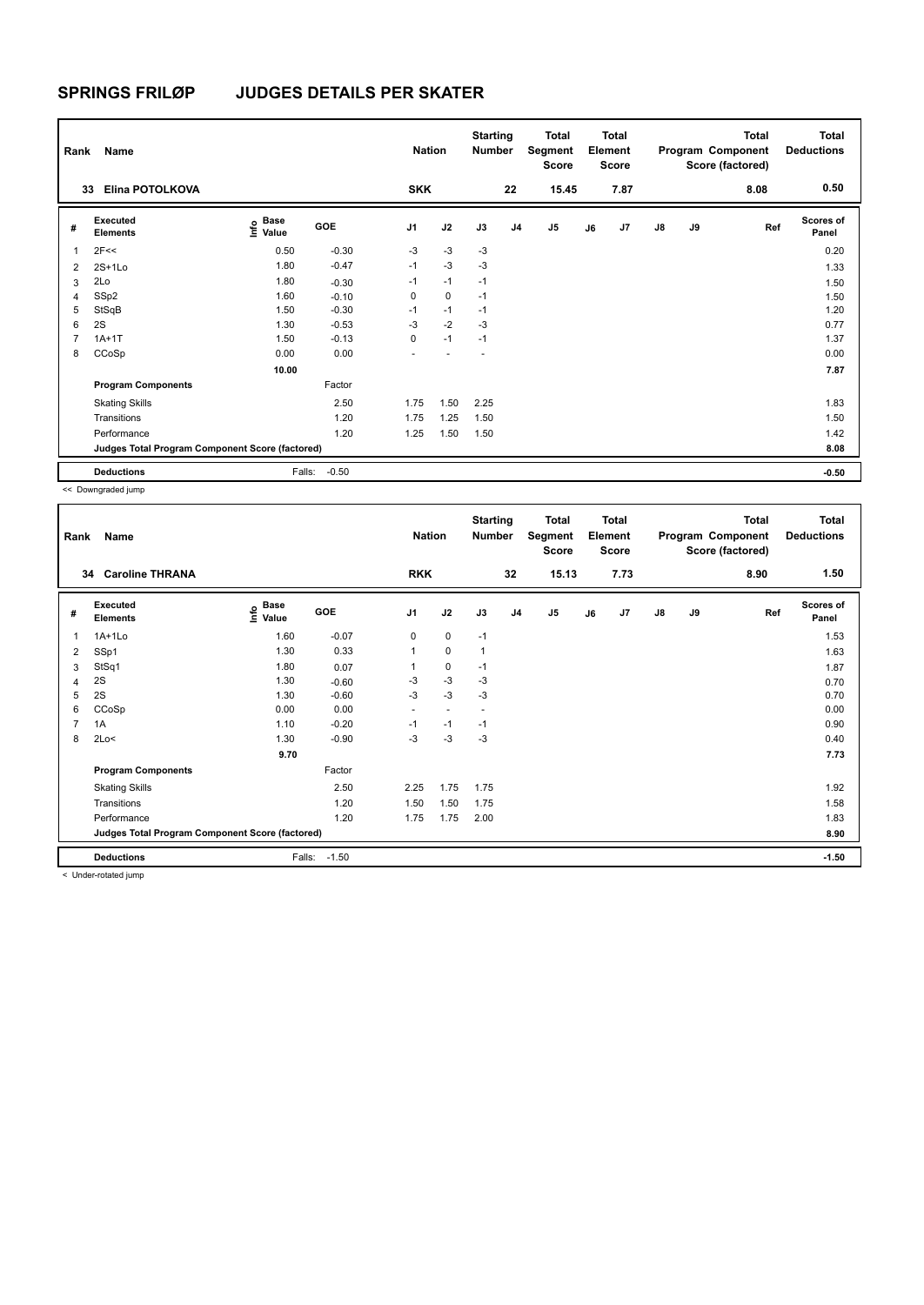## SPRINGS FRILØP JUDGES DETAILS PER SKATER

| Rank | Name | | | Nation | | Starting Number | | Total Segment Score | | Total Element Score | | | Total Program Component Score (factored) | Total Deductions |
|---|---|---|---|---|---|---|---|---|---|---|---|---|---|---|
| 33 | Elina POTOLKOVA | | | SKK | | 22 | | 15.45 | | 7.87 | | | 8.08 | 0.50 |

| # | Executed Elements | Info | Base Value | GOE | J1 | J2 | J3 | J4 | J5 | J6 | J7 | J8 | J9 | Ref | Scores of Panel |
|---|---|---|---|---|---|---|---|---|---|---|---|---|---|---|---|
| 1 | 2F<< | | 0.50 | -0.30 | -3 | -3 | -3 | | | | | | | | 0.20 |
| 2 | 2S+1Lo | | 1.80 | -0.47 | -1 | -3 | -3 | | | | | | | | 1.33 |
| 3 | 2Lo | | 1.80 | -0.30 | -1 | -1 | -1 | | | | | | | | 1.50 |
| 4 | SSp2 | | 1.60 | -0.10 | 0 | 0 | -1 | | | | | | | | 1.50 |
| 5 | StSqB | | 1.50 | -0.30 | -1 | -1 | -1 | | | | | | | | 1.20 |
| 6 | 2S | | 1.30 | -0.53 | -3 | -2 | -3 | | | | | | | | 0.77 |
| 7 | 1A+1T | | 1.50 | -0.13 | 0 | -1 | -1 | | | | | | | | 1.37 |
| 8 | CCoSp | | 0.00 | 0.00 | - | - | - | | | | | | | | 0.00 |
| | | | 10.00 | | | | | | | | | | | | 7.87 |
| | **Program Components** | | | Factor | | | | | | | | | | | |
| | Skating Skills | | | 2.50 | 1.75 | 1.50 | 2.25 | | | | | | | | 1.83 |
| | Transitions | | | 1.20 | 1.75 | 1.25 | 1.50 | | | | | | | | 1.50 |
| | Performance | | | 1.20 | 1.25 | 1.50 | 1.50 | | | | | | | | 1.42 |
| | **Judges Total Program Component Score (factored)** | | | | | | | | | | | | | | 8.08 |
| | **Deductions** | | Falls: | -0.50 | | | | | | | | | | | -0.50 |

<< Downgraded jump

| Rank | Name | | | Nation | | Starting Number | | Total Segment Score | | Total Element Score | | | Total Program Component Score (factored) | Total Deductions |
|---|---|---|---|---|---|---|---|---|---|---|---|---|---|---|
| 34 | Caroline THRANA | | | RKK | | 32 | | 15.13 | | 7.73 | | | 8.90 | 1.50 |

| # | Executed Elements | Info | Base Value | GOE | J1 | J2 | J3 | J4 | J5 | J6 | J7 | J8 | J9 | Ref | Scores of Panel |
|---|---|---|---|---|---|---|---|---|---|---|---|---|---|---|---|
| 1 | 1A+1Lo | | 1.60 | -0.07 | 0 | 0 | -1 | | | | | | | | 1.53 |
| 2 | SSp1 | | 1.30 | 0.33 | 1 | 0 | 1 | | | | | | | | 1.63 |
| 3 | StSq1 | | 1.80 | 0.07 | 1 | 0 | -1 | | | | | | | | 1.87 |
| 4 | 2S | | 1.30 | -0.60 | -3 | -3 | -3 | | | | | | | | 0.70 |
| 5 | 2S | | 1.30 | -0.60 | -3 | -3 | -3 | | | | | | | | 0.70 |
| 6 | CCoSp | | 0.00 | 0.00 | - | - | - | | | | | | | | 0.00 |
| 7 | 1A | | 1.10 | -0.20 | -1 | -1 | -1 | | | | | | | | 0.90 |
| 8 | 2Lo< | | 1.30 | -0.90 | -3 | -3 | -3 | | | | | | | | 0.40 |
| | | | 9.70 | | | | | | | | | | | | 7.73 |
| | **Program Components** | | | Factor | | | | | | | | | | | |
| | Skating Skills | | | 2.50 | 2.25 | 1.75 | 1.75 | | | | | | | | 1.92 |
| | Transitions | | | 1.20 | 1.50 | 1.50 | 1.75 | | | | | | | | 1.58 |
| | Performance | | | 1.20 | 1.75 | 1.75 | 2.00 | | | | | | | | 1.83 |
| | **Judges Total Program Component Score (factored)** | | | | | | | | | | | | | | 8.90 |
| | **Deductions** | | Falls: | -1.50 | | | | | | | | | | | -1.50 |

< Under-rotated jump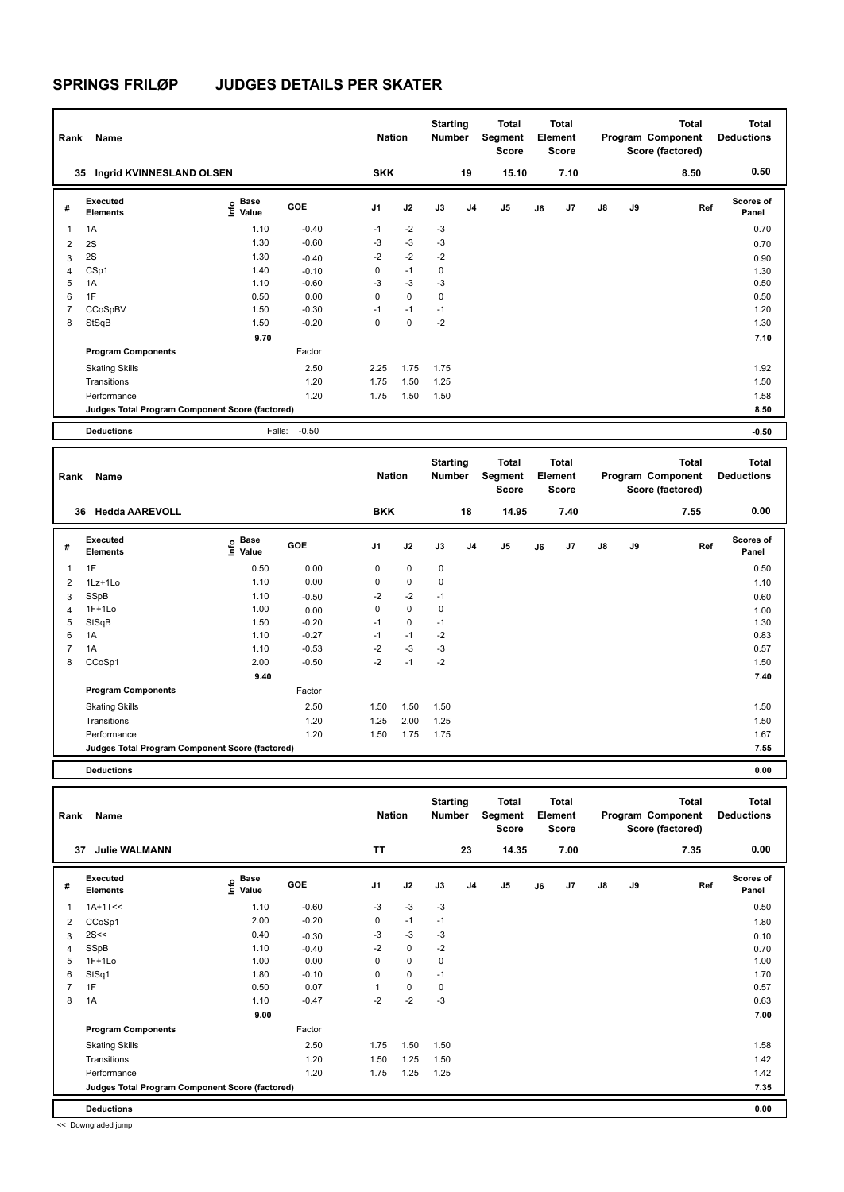# SPRINGS FRILØP JUDGES DETAILS PER SKATER

| Rank | Name | Nation | Starting Number | Total Segment Score | Total Element Score | Total Program Component Score (factored) | Total Deductions |
|---|---|---|---|---|---|---|---|
| 35 | Ingrid KVINNESLAND OLSEN | SKK | 19 | 15.10 | 7.10 | 8.50 | 0.50 |

| # | Executed Elements | Info | Base Value | GOE | J1 | J2 | J3 | J4 | J5 | J6 | J7 | J8 | J9 | Ref | Scores of Panel |
|---|---|---|---|---|---|---|---|---|---|---|---|---|---|---|---|
| 1 | 1A | | 1.10 | -0.40 | -1 | -2 | -3 | | | | | | | | 0.70 |
| 2 | 2S | | 1.30 | -0.60 | -3 | -3 | -3 | | | | | | | | 0.70 |
| 3 | 2S | | 1.30 | -0.40 | -2 | -2 | -2 | | | | | | | | 0.90 |
| 4 | CSp1 | | 1.40 | -0.10 | 0 | -1 | 0 | | | | | | | | 1.30 |
| 5 | 1A | | 1.10 | -0.60 | -3 | -3 | -3 | | | | | | | | 0.50 |
| 6 | 1F | | 0.50 | 0.00 | 0 | 0 | 0 | | | | | | | | 0.50 |
| 7 | CCoSpBV | | 1.50 | -0.30 | -1 | -1 | -1 | | | | | | | | 1.20 |
| 8 | StSqB | | 1.50 | -0.20 | 0 | 0 | -2 | | | | | | | | 1.30 |
| | | | 9.70 | | | | | | | | | | | | 7.10 |
| | **Program Components** | | | Factor | | | | | | | | | | | |
| | Skating Skills | | | 2.50 | 2.25 | 1.75 | 1.75 | | | | | | | | 1.92 |
| | Transitions | | | 1.20 | 1.75 | 1.50 | 1.25 | | | | | | | | 1.50 |
| | Performance | | | 1.20 | 1.75 | 1.50 | 1.50 | | | | | | | | 1.58 |
| | **Judges Total Program Component Score (factored)** | | | | | | | | | | | | | | 8.50 |
| | **Deductions** | | Falls: | -0.50 | | | | | | | | | | | -0.50 |

| Rank | Name | Nation | Starting Number | Total Segment Score | Total Element Score | Total Program Component Score (factored) | Total Deductions |
|---|---|---|---|---|---|---|---|
| 36 | Hedda AAREVOLL | BKK | 18 | 14.95 | 7.40 | 7.55 | 0.00 |

| # | Executed Elements | Info | Base Value | GOE | J1 | J2 | J3 | J4 | J5 | J6 | J7 | J8 | J9 | Ref | Scores of Panel |
|---|---|---|---|---|---|---|---|---|---|---|---|---|---|---|---|
| 1 | 1F | | 0.50 | 0.00 | 0 | 0 | 0 | | | | | | | | 0.50 |
| 2 | 1Lz+1Lo | | 1.10 | 0.00 | 0 | 0 | 0 | | | | | | | | 1.10 |
| 3 | SSpB | | 1.10 | -0.50 | -2 | -2 | -1 | | | | | | | | 0.60 |
| 4 | 1F+1Lo | | 1.00 | 0.00 | 0 | 0 | 0 | | | | | | | | 1.00 |
| 5 | StSqB | | 1.50 | -0.20 | -1 | 0 | -1 | | | | | | | | 1.30 |
| 6 | 1A | | 1.10 | -0.27 | -1 | -1 | -2 | | | | | | | | 0.83 |
| 7 | 1A | | 1.10 | -0.53 | -2 | -3 | -3 | | | | | | | | 0.57 |
| 8 | CCoSp1 | | 2.00 | -0.50 | -2 | -1 | -2 | | | | | | | | 1.50 |
| | | | 9.40 | | | | | | | | | | | | 7.40 |
| | **Program Components** | | | Factor | | | | | | | | | | | |
| | Skating Skills | | | 2.50 | 1.50 | 1.50 | 1.50 | | | | | | | | 1.50 |
| | Transitions | | | 1.20 | 1.25 | 2.00 | 1.25 | | | | | | | | 1.50 |
| | Performance | | | 1.20 | 1.50 | 1.75 | 1.75 | | | | | | | | 1.67 |
| | **Judges Total Program Component Score (factored)** | | | | | | | | | | | | | | 7.55 |
| | **Deductions** | | | | | | | | | | | | | | 0.00 |

| Rank | Name | Nation | Starting Number | Total Segment Score | Total Element Score | Total Program Component Score (factored) | Total Deductions |
|---|---|---|---|---|---|---|---|
| 37 | Julie WALMANN | TT | 23 | 14.35 | 7.00 | 7.35 | 0.00 |

| # | Executed Elements | Info | Base Value | GOE | J1 | J2 | J3 | J4 | J5 | J6 | J7 | J8 | J9 | Ref | Scores of Panel |
|---|---|---|---|---|---|---|---|---|---|---|---|---|---|---|---|
| 1 | 1A+1T<< | | 1.10 | -0.60 | -3 | -3 | -3 | | | | | | | | 0.50 |
| 2 | CCoSp1 | | 2.00 | -0.20 | 0 | -1 | -1 | | | | | | | | 1.80 |
| 3 | 2S<< | | 0.40 | -0.30 | -3 | -3 | -3 | | | | | | | | 0.10 |
| 4 | SSpB | | 1.10 | -0.40 | -2 | 0 | -2 | | | | | | | | 0.70 |
| 5 | 1F+1Lo | | 1.00 | 0.00 | 0 | 0 | 0 | | | | | | | | 1.00 |
| 6 | StSq1 | | 1.80 | -0.10 | 0 | 0 | -1 | | | | | | | | 1.70 |
| 7 | 1F | | 0.50 | 0.07 | 1 | 0 | 0 | | | | | | | | 0.57 |
| 8 | 1A | | 1.10 | -0.47 | -2 | -2 | -3 | | | | | | | | 0.63 |
| | | | 9.00 | | | | | | | | | | | | 7.00 |
| | **Program Components** | | | Factor | | | | | | | | | | | |
| | Skating Skills | | | 2.50 | 1.75 | 1.50 | 1.50 | | | | | | | | 1.58 |
| | Transitions | | | 1.20 | 1.50 | 1.25 | 1.50 | | | | | | | | 1.42 |
| | Performance | | | 1.20 | 1.75 | 1.25 | 1.25 | | | | | | | | 1.42 |
| | **Judges Total Program Component Score (factored)** | | | | | | | | | | | | | | 7.35 |
| | **Deductions** | | | | | | | | | | | | | | 0.00 |

<< Downgraded jump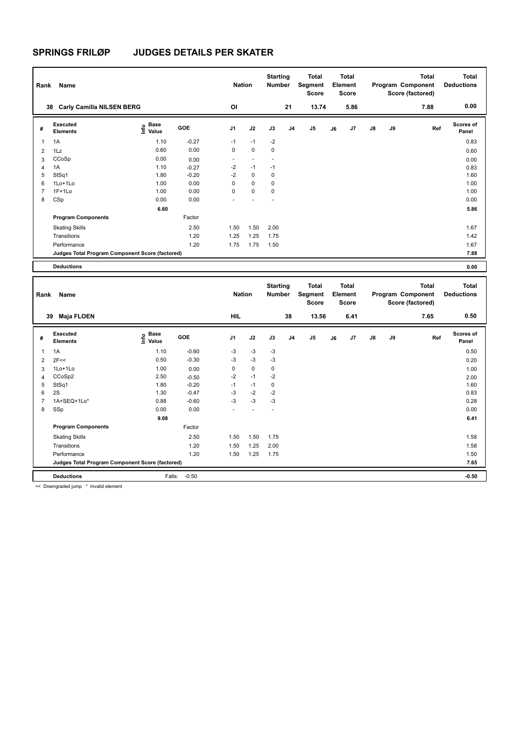# SPRINGS FRILØP JUDGES DETAILS PER SKATER

| Rank | Name | Nation | Starting Number | Total Segment Score | Total Element Score | Total Program Component Score (factored) | Total Deductions |
|---|---|---|---|---|---|---|---|
| 38 | Carly Camilla NILSEN BERG | OI | 21 | 13.74 | 5.86 | 7.88 | 0.00 |

| # | Executed Elements | Info | Base Value | GOE | J1 | J2 | J3 | J4 | J5 | J6 | J7 | J8 | J9 | Ref | Scores of Panel |
|---|---|---|---|---|---|---|---|---|---|---|---|---|---|---|---|
| 1 | 1A | | 1.10 | -0.27 | -1 | -1 | -2 | | | | | | | | 0.83 |
| 2 | 1Lz | | 0.60 | 0.00 | 0 | 0 | 0 | | | | | | | | 0.60 |
| 3 | CCoSp | | 0.00 | 0.00 | - | - | - | | | | | | | | 0.00 |
| 4 | 1A | | 1.10 | -0.27 | -2 | -1 | -1 | | | | | | | | 0.83 |
| 5 | StSq1 | | 1.80 | -0.20 | -2 | 0 | 0 | | | | | | | | 1.60 |
| 6 | 1Lo+1Lo | | 1.00 | 0.00 | 0 | 0 | 0 | | | | | | | | 1.00 |
| 7 | 1F+1Lo | | 1.00 | 0.00 | 0 | 0 | 0 | | | | | | | | 1.00 |
| 8 | CSp | | 0.00 | 0.00 | - | - | - | | | | | | | | 0.00 |
| | | | 6.60 | | | | | | | | | | | | 5.86 |
| | **Program Components** | | | Factor | | | | | | | | | | | |
| | Skating Skills | | | 2.50 | 1.50 | 1.50 | 2.00 | | | | | | | | 1.67 |
| | Transitions | | | 1.20 | 1.25 | 1.25 | 1.75 | | | | | | | | 1.42 |
| | Performance | | | 1.20 | 1.75 | 1.75 | 1.50 | | | | | | | | 1.67 |
| | **Judges Total Program Component Score (factored)** | | | | | | | | | | | | | | 7.88 |
| | **Deductions** | | | | | | | | | | | | | | 0.00 |

| Rank | Name | Nation | Starting Number | Total Segment Score | Total Element Score | Total Program Component Score (factored) | Total Deductions |
|---|---|---|---|---|---|---|---|
| 39 | Maja FLOEN | HIL | 38 | 13.56 | 6.41 | 7.65 | 0.50 |

| # | Executed Elements | Info | Base Value | GOE | J1 | J2 | J3 | J4 | J5 | J6 | J7 | J8 | J9 | Ref | Scores of Panel |
|---|---|---|---|---|---|---|---|---|---|---|---|---|---|---|---|
| 1 | 1A | | 1.10 | -0.60 | -3 | -3 | -3 | | | | | | | | 0.50 |
| 2 | 2F<< | | 0.50 | -0.30 | -3 | -3 | -3 | | | | | | | | 0.20 |
| 3 | 1Lo+1Lo | | 1.00 | 0.00 | 0 | 0 | 0 | | | | | | | | 1.00 |
| 4 | CCoSp2 | | 2.50 | -0.50 | -2 | -1 | -2 | | | | | | | | 2.00 |
| 5 | StSq1 | | 1.80 | -0.20 | -1 | -1 | 0 | | | | | | | | 1.60 |
| 6 | 2S | | 1.30 | -0.47 | -3 | -2 | -2 | | | | | | | | 0.83 |
| 7 | 1A+SEQ+1Lo* | | 0.88 | -0.60 | -3 | -3 | -3 | | | | | | | | 0.28 |
| 8 | SSp | | 0.00 | 0.00 | - | - | - | | | | | | | | 0.00 |
| | | | 9.08 | | | | | | | | | | | | 6.41 |
| | **Program Components** | | | Factor | | | | | | | | | | | |
| | Skating Skills | | | 2.50 | 1.50 | 1.50 | 1.75 | | | | | | | | 1.58 |
| | Transitions | | | 1.20 | 1.50 | 1.25 | 2.00 | | | | | | | | 1.58 |
| | Performance | | | 1.20 | 1.50 | 1.25 | 1.75 | | | | | | | | 1.50 |
| | **Judges Total Program Component Score (factored)** | | | | | | | | | | | | | | 7.65 |
| | **Deductions** | | | Falls: -0.50 | | | | | | | | | | | -0.50 |

<< Downgraded jump * Invalid element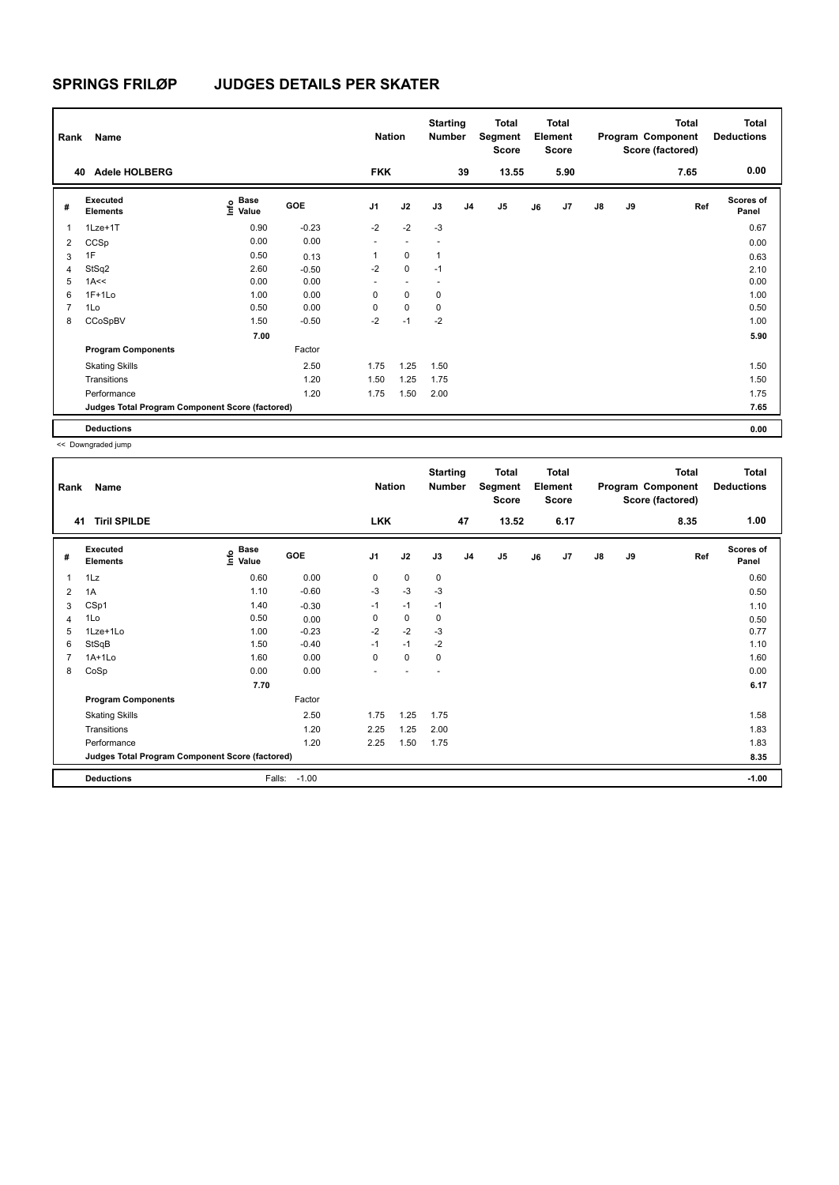# SPRINGS FRILØP JUDGES DETAILS PER SKATER

| Rank | Name | | | Nation | | Starting Number | | Total Segment Score | | Total Element Score | | | Total Program Component Score (factored) | | Total Deductions |
|---|---|---|---|---|---|---|---|---|---|---|---|---|---|---|---|
| 40 | Adele HOLBERG | | | FKK | | 39 | | 13.55 | | 5.90 | | | 7.65 | | 0.00 |

| # | Executed Elements | Info | Base Value | GOE | J1 | J2 | J3 | J4 | J5 | J6 | J7 | J8 | J9 | Ref | Scores of Panel |
|---|---|---|---|---|---|---|---|---|---|---|---|---|---|---|---|
| 1 | 1Lze+1T | | 0.90 | -0.23 | -2 | -2 | -3 | | | | | | | | 0.67 |
| 2 | CCSp | | 0.00 | 0.00 | - | - | - | | | | | | | | 0.00 |
| 3 | 1F | | 0.50 | 0.13 | 1 | 0 | 1 | | | | | | | | 0.63 |
| 4 | StSq2 | | 2.60 | -0.50 | -2 | 0 | -1 | | | | | | | | 2.10 |
| 5 | 1A<< | | 0.00 | 0.00 | - | - | - | | | | | | | | 0.00 |
| 6 | 1F+1Lo | | 1.00 | 0.00 | 0 | 0 | 0 | | | | | | | | 1.00 |
| 7 | 1Lo | | 0.50 | 0.00 | 0 | 0 | 0 | | | | | | | | 0.50 |
| 8 | CCoSpBV | | 1.50 | -0.50 | -2 | -1 | -2 | | | | | | | | 1.00 |
| | | | 7.00 | | | | | | | | | | | | 5.90 |
| | **Program Components** | | | Factor | | | | | | | | | | | |
| | Skating Skills | | | 2.50 | 1.75 | 1.25 | 1.50 | | | | | | | | 1.50 |
| | Transitions | | | 1.20 | 1.50 | 1.25 | 1.75 | | | | | | | | 1.50 |
| | Performance | | | 1.20 | 1.75 | 1.50 | 2.00 | | | | | | | | 1.75 |
| | **Judges Total Program Component Score (factored)** | | | | | | | | | | | | | | 7.65 |
| | **Deductions** | | | | | | | | | | | | | | 0.00 |

<< Downgraded jump

| Rank | Name | | | Nation | | Starting Number | | Total Segment Score | | Total Element Score | | | Total Program Component Score (factored) | | Total Deductions |
|---|---|---|---|---|---|---|---|---|---|---|---|---|---|---|---|
| 41 | Tiril SPILDE | | | LKK | | 47 | | 13.52 | | 6.17 | | | 8.35 | | 1.00 |

| # | Executed Elements | Info | Base Value | GOE | J1 | J2 | J3 | J4 | J5 | J6 | J7 | J8 | J9 | Ref | Scores of Panel |
|---|---|---|---|---|---|---|---|---|---|---|---|---|---|---|---|
| 1 | 1Lz | | 0.60 | 0.00 | 0 | 0 | 0 | | | | | | | | 0.60 |
| 2 | 1A | | 1.10 | -0.60 | -3 | -3 | -3 | | | | | | | | 0.50 |
| 3 | CSp1 | | 1.40 | -0.30 | -1 | -1 | -1 | | | | | | | | 1.10 |
| 4 | 1Lo | | 0.50 | 0.00 | 0 | 0 | 0 | | | | | | | | 0.50 |
| 5 | 1Lze+1Lo | | 1.00 | -0.23 | -2 | -2 | -3 | | | | | | | | 0.77 |
| 6 | StSqB | | 1.50 | -0.40 | -1 | -1 | -2 | | | | | | | | 1.10 |
| 7 | 1A+1Lo | | 1.60 | 0.00 | 0 | 0 | 0 | | | | | | | | 1.60 |
| 8 | CoSp | | 0.00 | 0.00 | - | - | - | | | | | | | | 0.00 |
| | | | 7.70 | | | | | | | | | | | | 6.17 |
| | **Program Components** | | | Factor | | | | | | | | | | | |
| | Skating Skills | | | 2.50 | 1.75 | 1.25 | 1.75 | | | | | | | | 1.58 |
| | Transitions | | | 1.20 | 2.25 | 1.25 | 2.00 | | | | | | | | 1.83 |
| | Performance | | | 1.20 | 2.25 | 1.50 | 1.75 | | | | | | | | 1.83 |
| | **Judges Total Program Component Score (factored)** | | | | | | | | | | | | | | 8.35 |
| | **Deductions** | | | Falls: -1.00 | | | | | | | | | | | -1.00 |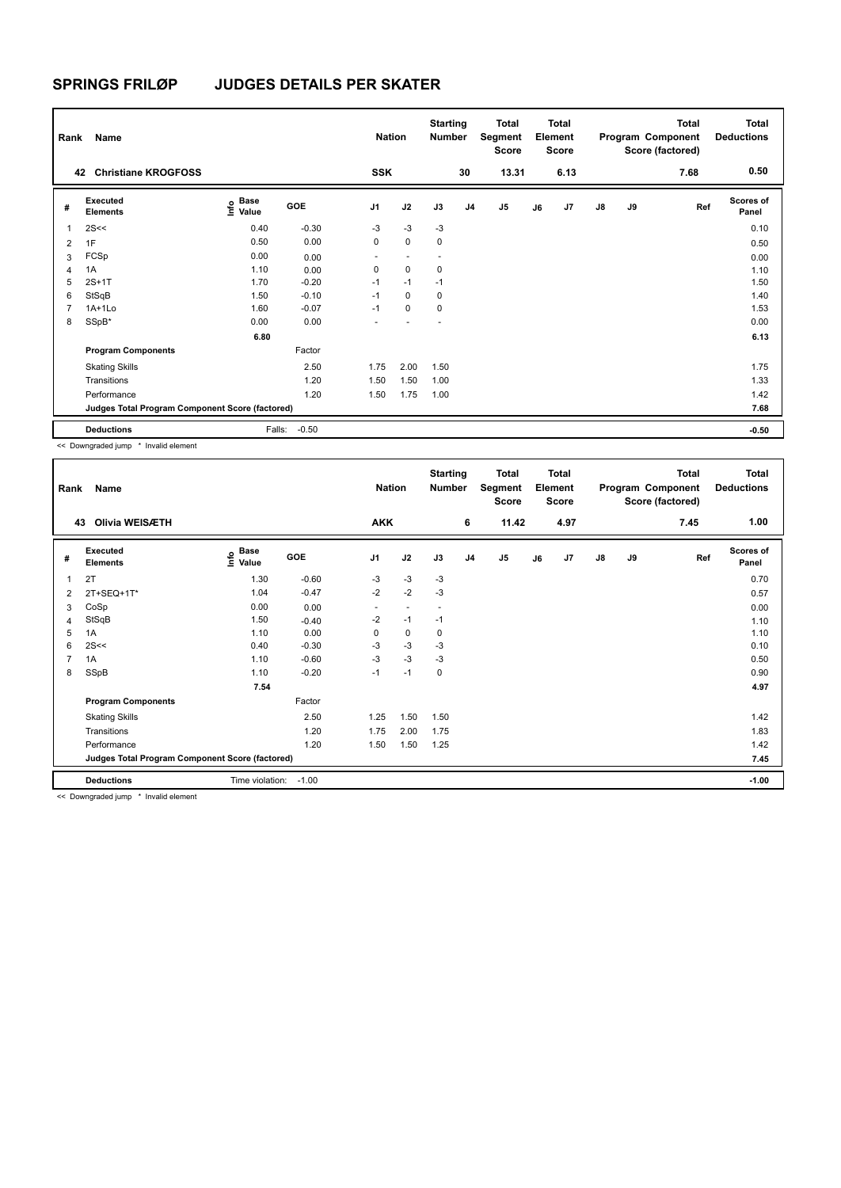# SPRINGS FRILØP JUDGES DETAILS PER SKATER

| Rank | Name | Nation | Starting Number | Total Segment Score | Total Element Score | Total Program Component Score (factored) | Total Deductions |
|---|---|---|---|---|---|---|---|
| 42 | Christiane KROGFOSS | SSK | 30 | 13.31 | 6.13 | 7.68 | 0.50 |

| # | Executed Elements | Info | Base Value | GOE | J1 | J2 | J3 | J4 | J5 | J6 | J7 | J8 | J9 | Ref | Scores of Panel |
|---|---|---|---|---|---|---|---|---|---|---|---|---|---|---|---|
| 1 | 2S<< | | 0.40 | -0.30 | -3 | -3 | -3 | | | | | | | | 0.10 |
| 2 | 1F | | 0.50 | 0.00 | 0 | 0 | 0 | | | | | | | | 0.50 |
| 3 | FCSp | | 0.00 | 0.00 | - | - | - | | | | | | | | 0.00 |
| 4 | 1A | | 1.10 | 0.00 | 0 | 0 | 0 | | | | | | | | 1.10 |
| 5 | 2S+1T | | 1.70 | -0.20 | -1 | -1 | -1 | | | | | | | | 1.50 |
| 6 | StSqB | | 1.50 | -0.10 | -1 | 0 | 0 | | | | | | | | 1.40 |
| 7 | 1A+1Lo | | 1.60 | -0.07 | -1 | 0 | 0 | | | | | | | | 1.53 |
| 8 | SSpB* | | 0.00 | 0.00 | - | - | - | | | | | | | | 0.00 |
| | | | 6.80 | | | | | | | | | | | | 6.13 |
| | **Program Components** | | | Factor | | | | | | | | | | | |
| | Skating Skills | | | 2.50 | 1.75 | 2.00 | 1.50 | | | | | | | | 1.75 |
| | Transitions | | | 1.20 | 1.50 | 1.50 | 1.00 | | | | | | | | 1.33 |
| | Performance | | | 1.20 | 1.50 | 1.75 | 1.00 | | | | | | | | 1.42 |
| | **Judges Total Program Component Score (factored)** | | | | | | | | | | | | | | 7.68 |
| | **Deductions** | | Falls: | -0.50 | | | | | | | | | | | -0.50 |

<< Downgraded jump * Invalid element

| Rank | Name | Nation | Starting Number | Total Segment Score | Total Element Score | Total Program Component Score (factored) | Total Deductions |
|---|---|---|---|---|---|---|---|
| 43 | Olivia WEISÆTH | AKK | 6 | 11.42 | 4.97 | 7.45 | 1.00 |

| # | Executed Elements | Info | Base Value | GOE | J1 | J2 | J3 | J4 | J5 | J6 | J7 | J8 | J9 | Ref | Scores of Panel |
|---|---|---|---|---|---|---|---|---|---|---|---|---|---|---|---|
| 1 | 2T | | 1.30 | -0.60 | -3 | -3 | -3 | | | | | | | | 0.70 |
| 2 | 2T+SEQ+1T* | | 1.04 | -0.47 | -2 | -2 | -3 | | | | | | | | 0.57 |
| 3 | CoSp | | 0.00 | 0.00 | - | - | - | | | | | | | | 0.00 |
| 4 | StSqB | | 1.50 | -0.40 | -2 | -1 | -1 | | | | | | | | 1.10 |
| 5 | 1A | | 1.10 | 0.00 | 0 | 0 | 0 | | | | | | | | 1.10 |
| 6 | 2S<< | | 0.40 | -0.30 | -3 | -3 | -3 | | | | | | | | 0.10 |
| 7 | 1A | | 1.10 | -0.60 | -3 | -3 | -3 | | | | | | | | 0.50 |
| 8 | SSpB | | 1.10 | -0.20 | -1 | -1 | 0 | | | | | | | | 0.90 |
| | | | 7.54 | | | | | | | | | | | | 4.97 |
| | **Program Components** | | | Factor | | | | | | | | | | | |
| | Skating Skills | | | 2.50 | 1.25 | 1.50 | 1.50 | | | | | | | | 1.42 |
| | Transitions | | | 1.20 | 1.75 | 2.00 | 1.75 | | | | | | | | 1.83 |
| | Performance | | | 1.20 | 1.50 | 1.50 | 1.25 | | | | | | | | 1.42 |
| | **Judges Total Program Component Score (factored)** | | | | | | | | | | | | | | 7.45 |
| | **Deductions** | | Time violation: | -1.00 | | | | | | | | | | | -1.00 |

<< Downgraded jump * Invalid element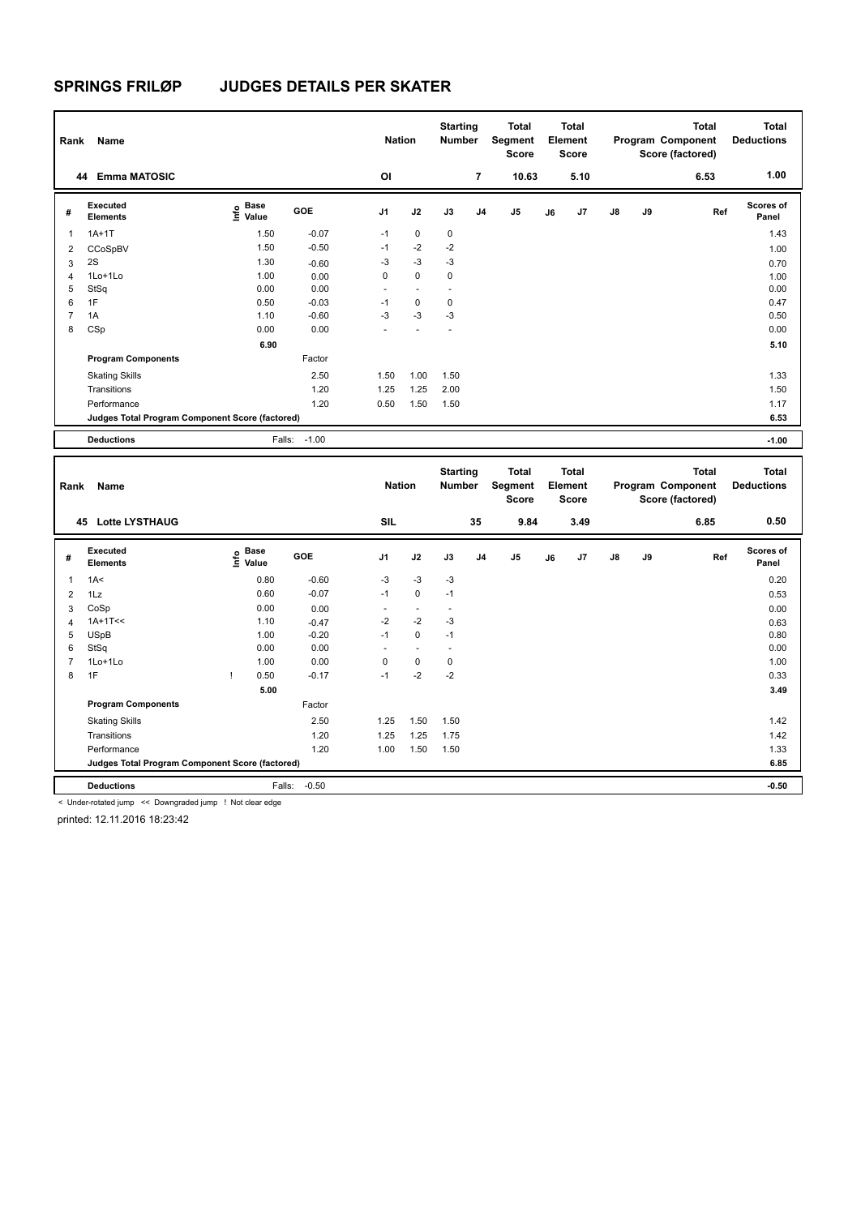# SPRINGS FRILØP JUDGES DETAILS PER SKATER

| Rank | Name | Nation | Starting Number | Total Segment Score | Total Element Score | Total Program Component Score (factored) | Total Deductions |
|---|---|---|---|---|---|---|---|
| 44 | Emma MATOSIC | OI | 7 | 10.63 | 5.10 | 6.53 | 1.00 |

| # | Executed Elements | Info | Base Value | GOE | J1 | J2 | J3 | J4 | J5 | J6 | J7 | J8 | J9 | Ref | Scores of Panel |
|---|---|---|---|---|---|---|---|---|---|---|---|---|---|---|---|
| 1 | 1A+1T | | 1.50 | -0.07 | -1 | 0 | 0 | | | | | | | | 1.43 |
| 2 | CCoSpBV | | 1.50 | -0.50 | -1 | -2 | -2 | | | | | | | | 1.00 |
| 3 | 2S | | 1.30 | -0.60 | -3 | -3 | -3 | | | | | | | | 0.70 |
| 4 | 1Lo+1Lo | | 1.00 | 0.00 | 0 | 0 | 0 | | | | | | | | 1.00 |
| 5 | StSq | | 0.00 | 0.00 | - | - | - | | | | | | | | 0.00 |
| 6 | 1F | | 0.50 | -0.03 | -1 | 0 | 0 | | | | | | | | 0.47 |
| 7 | 1A | | 1.10 | -0.60 | -3 | -3 | -3 | | | | | | | | 0.50 |
| 8 | CSp | | 0.00 | 0.00 | - | - | - | | | | | | | | 0.00 |
| | | | 6.90 | | | | | | | | | | | | 5.10 |
| | Program Components | | | Factor | | | | | | | | | | | |
| | Skating Skills | | | 2.50 | 1.50 | 1.00 | 1.50 | | | | | | | | 1.33 |
| | Transitions | | | 1.20 | 1.25 | 1.25 | 2.00 | | | | | | | | 1.50 |
| | Performance | | | 1.20 | 0.50 | 1.50 | 1.50 | | | | | | | | 1.17 |
| | Judges Total Program Component Score (factored) | | | | | | | | | | | | | | 6.53 |
| | Deductions | | Falls: | -1.00 | | | | | | | | | | | -1.00 |

| Rank | Name | Nation | Starting Number | Total Segment Score | Total Element Score | Total Program Component Score (factored) | Total Deductions |
|---|---|---|---|---|---|---|---|
| 45 | Lotte LYSTHAUG | SIL | 35 | 9.84 | 3.49 | 6.85 | 0.50 |

| # | Executed Elements | Info | Base Value | GOE | J1 | J2 | J3 | J4 | J5 | J6 | J7 | J8 | J9 | Ref | Scores of Panel |
|---|---|---|---|---|---|---|---|---|---|---|---|---|---|---|---|
| 1 | 1A< | | 0.80 | -0.60 | -3 | -3 | -3 | | | | | | | | 0.20 |
| 2 | 1Lz | | 0.60 | -0.07 | -1 | 0 | -1 | | | | | | | | 0.53 |
| 3 | CoSp | | 0.00 | 0.00 | - | - | - | | | | | | | | 0.00 |
| 4 | 1A+1T<< | | 1.10 | -0.47 | -2 | -2 | -3 | | | | | | | | 0.63 |
| 5 | USpB | | 1.00 | -0.20 | -1 | 0 | -1 | | | | | | | | 0.80 |
| 6 | StSq | | 0.00 | 0.00 | - | - | - | | | | | | | | 0.00 |
| 7 | 1Lo+1Lo | | 1.00 | 0.00 | 0 | 0 | 0 | | | | | | | | 1.00 |
| 8 | 1F | ! | 0.50 | -0.17 | -1 | -2 | -2 | | | | | | | | 0.33 |
| | | | 5.00 | | | | | | | | | | | | 3.49 |
| | Program Components | | | Factor | | | | | | | | | | | |
| | Skating Skills | | | 2.50 | 1.25 | 1.50 | 1.50 | | | | | | | | 1.42 |
| | Transitions | | | 1.20 | 1.25 | 1.25 | 1.75 | | | | | | | | 1.42 |
| | Performance | | | 1.20 | 1.00 | 1.50 | 1.50 | | | | | | | | 1.33 |
| | Judges Total Program Component Score (factored) | | | | | | | | | | | | | | 6.85 |
| | Deductions | | Falls: | -0.50 | | | | | | | | | | | -0.50 |

< Under-rotated jump << Downgraded jump ! Not clear edge

printed: 12.11.2016 18:23:42